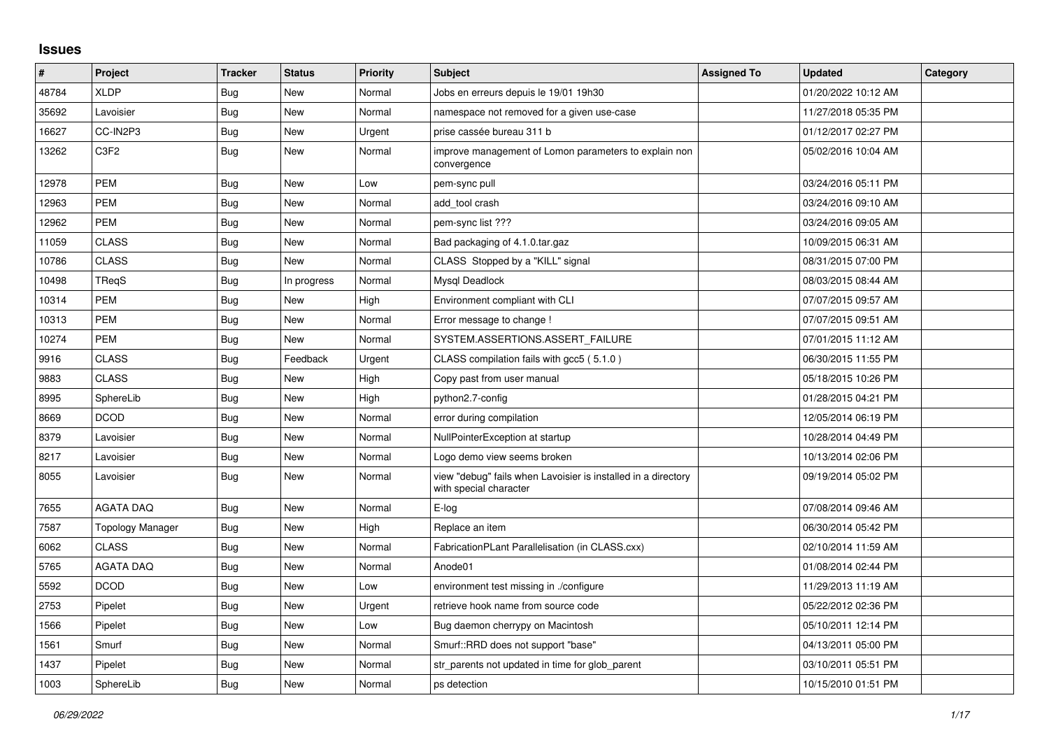## Issues

| # | Project | Tracker | Status | Priority | Subject | Assigned To | Updated | Category |
|---|---|---|---|---|---|---|---|---|
| 48784 | XLDP | Bug | New | Normal | Jobs en erreurs depuis le 19/01 19h30 | | 01/20/2022 10:12 AM | |
| 35692 | Lavoisier | Bug | New | Normal | namespace not removed for a given use-case | | 11/27/2018 05:35 PM | |
| 16627 | CC-IN2P3 | Bug | New | Urgent | prise cassée bureau 311 b | | 01/12/2017 02:27 PM | |
| 13262 | C3F2 | Bug | New | Normal | improve management of Lomon parameters to explain non convergence | | 05/02/2016 10:04 AM | |
| 12978 | PEM | Bug | New | Low | pem-sync pull | | 03/24/2016 05:11 PM | |
| 12963 | PEM | Bug | New | Normal | add_tool crash | | 03/24/2016 09:10 AM | |
| 12962 | PEM | Bug | New | Normal | pem-sync list ??? | | 03/24/2016 09:05 AM | |
| 11059 | CLASS | Bug | New | Normal | Bad packaging of 4.1.0.tar.gaz | | 10/09/2015 06:31 AM | |
| 10786 | CLASS | Bug | New | Normal | CLASS  Stopped by a "KILL" signal | | 08/31/2015 07:00 PM | |
| 10498 | TReqS | Bug | In progress | Normal | Mysql Deadlock | | 08/03/2015 08:44 AM | |
| 10314 | PEM | Bug | New | High | Environment compliant with CLI | | 07/07/2015 09:57 AM | |
| 10313 | PEM | Bug | New | Normal | Error message to change ! | | 07/07/2015 09:51 AM | |
| 10274 | PEM | Bug | New | Normal | SYSTEM.ASSERTIONS.ASSERT_FAILURE | | 07/01/2015 11:12 AM | |
| 9916 | CLASS | Bug | Feedback | Urgent | CLASS compilation fails with gcc5 ( 5.1.0 ) | | 06/30/2015 11:55 PM | |
| 9883 | CLASS | Bug | New | High | Copy past from user manual | | 05/18/2015 10:26 PM | |
| 8995 | SphereLib | Bug | New | High | python2.7-config | | 01/28/2015 04:21 PM | |
| 8669 | DCOD | Bug | New | Normal | error during compilation | | 12/05/2014 06:19 PM | |
| 8379 | Lavoisier | Bug | New | Normal | NullPointerException at startup | | 10/28/2014 04:49 PM | |
| 8217 | Lavoisier | Bug | New | Normal | Logo demo view seems broken | | 10/13/2014 02:06 PM | |
| 8055 | Lavoisier | Bug | New | Normal | view "debug" fails when Lavoisier is installed in a directory with special character | | 09/19/2014 05:02 PM | |
| 7655 | AGATA DAQ | Bug | New | Normal | E-log | | 07/08/2014 09:46 AM | |
| 7587 | Topology Manager | Bug | New | High | Replace an item | | 06/30/2014 05:42 PM | |
| 6062 | CLASS | Bug | New | Normal | FabricationPLant Parallelisation (in CLASS.cxx) | | 02/10/2014 11:59 AM | |
| 5765 | AGATA DAQ | Bug | New | Normal | Anode01 | | 01/08/2014 02:44 PM | |
| 5592 | DCOD | Bug | New | Low | environment test missing in ./configure | | 11/29/2013 11:19 AM | |
| 2753 | Pipelet | Bug | New | Urgent | retrieve hook name from source code | | 05/22/2012 02:36 PM | |
| 1566 | Pipelet | Bug | New | Low | Bug daemon cherrypy on Macintosh | | 05/10/2011 12:14 PM | |
| 1561 | Smurf | Bug | New | Normal | Smurf::RRD does not support "base" | | 04/13/2011 05:00 PM | |
| 1437 | Pipelet | Bug | New | Normal | str_parents not updated in time for glob_parent | | 03/10/2011 05:51 PM | |
| 1003 | SphereLib | Bug | New | Normal | ps detection | | 10/15/2010 01:51 PM | |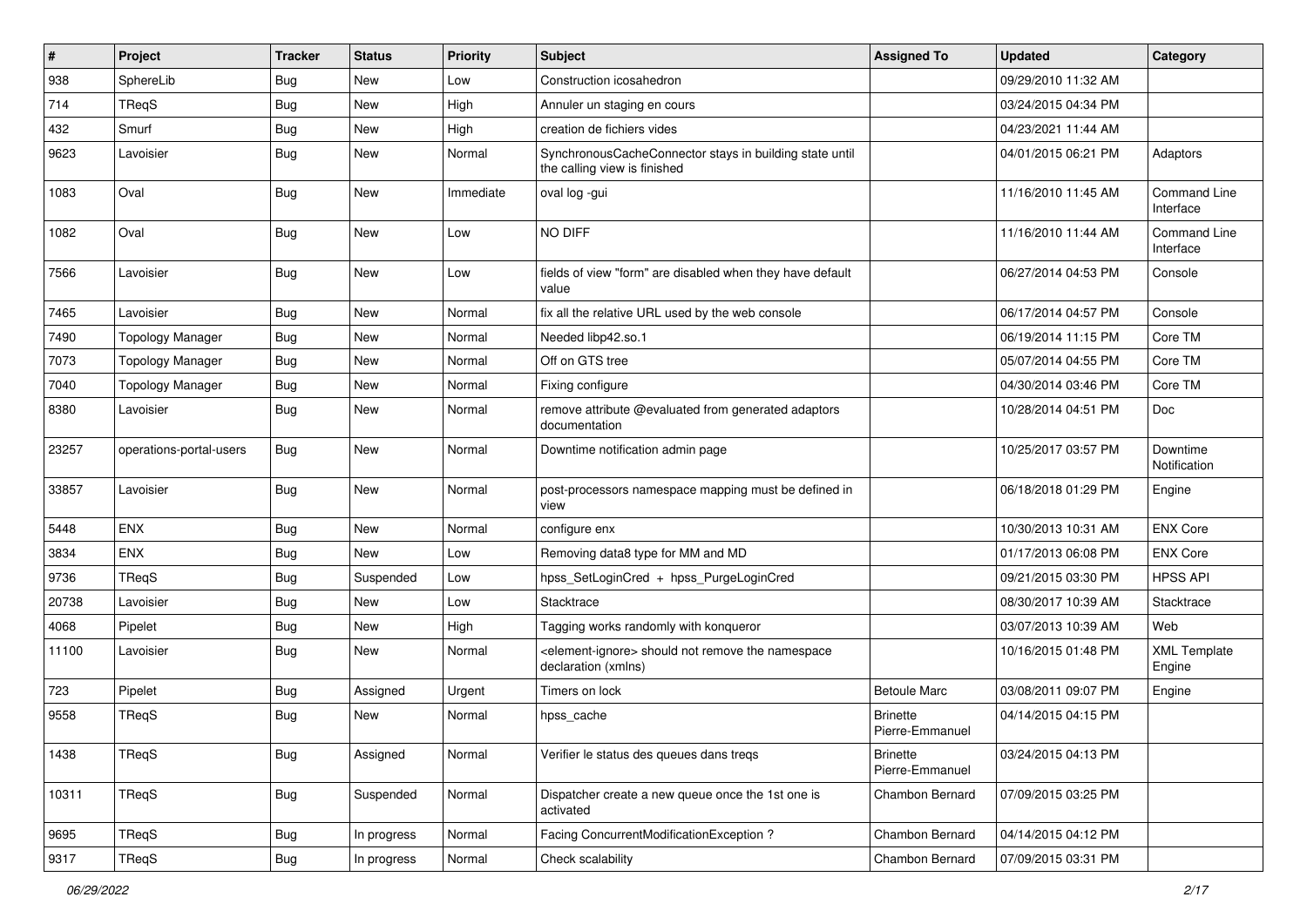| # | Project | Tracker | Status | Priority | Subject | Assigned To | Updated | Category |
|---|---|---|---|---|---|---|---|---|
| 938 | SphereLib | Bug | New | Low | Construction icosahedron | | 09/29/2010 11:32 AM | |
| 714 | TReqS | Bug | New | High | Annuler un staging en cours | | 03/24/2015 04:34 PM | |
| 432 | Smurf | Bug | New | High | creation de fichiers vides | | 04/23/2021 11:44 AM | |
| 9623 | Lavoisier | Bug | New | Normal | SynchronousCacheConnector stays in building state until the calling view is finished | | 04/01/2015 06:21 PM | Adaptors |
| 1083 | Oval | Bug | New | Immediate | oval log -gui | | 11/16/2010 11:45 AM | Command Line Interface |
| 1082 | Oval | Bug | New | Low | NO DIFF | | 11/16/2010 11:44 AM | Command Line Interface |
| 7566 | Lavoisier | Bug | New | Low | fields of view "form" are disabled when they have default value | | 06/27/2014 04:53 PM | Console |
| 7465 | Lavoisier | Bug | New | Normal | fix all the relative URL used by the web console | | 06/17/2014 04:57 PM | Console |
| 7490 | Topology Manager | Bug | New | Normal | Needed libp42.so.1 | | 06/19/2014 11:15 PM | Core TM |
| 7073 | Topology Manager | Bug | New | Normal | Off on GTS tree | | 05/07/2014 04:55 PM | Core TM |
| 7040 | Topology Manager | Bug | New | Normal | Fixing configure | | 04/30/2014 03:46 PM | Core TM |
| 8380 | Lavoisier | Bug | New | Normal | remove attribute @evaluated from generated adaptors documentation | | 10/28/2014 04:51 PM | Doc |
| 23257 | operations-portal-users | Bug | New | Normal | Downtime notification admin page | | 10/25/2017 03:57 PM | Downtime Notification |
| 33857 | Lavoisier | Bug | New | Normal | post-processors namespace mapping must be defined in view | | 06/18/2018 01:29 PM | Engine |
| 5448 | ENX | Bug | New | Normal | configure enx | | 10/30/2013 10:31 AM | ENX Core |
| 3834 | ENX | Bug | New | Low | Removing data8 type for MM and MD | | 01/17/2013 06:08 PM | ENX Core |
| 9736 | TReqS | Bug | Suspended | Low | hpss_SetLoginCred + hpss_PurgeLoginCred | | 09/21/2015 03:30 PM | HPSS API |
| 20738 | Lavoisier | Bug | New | Low | Stacktrace | | 08/30/2017 10:39 AM | Stacktrace |
| 4068 | Pipelet | Bug | New | High | Tagging works randomly with konqueror | | 03/07/2013 10:39 AM | Web |
| 11100 | Lavoisier | Bug | New | Normal | <element-ignore> should not remove the namespace declaration (xmlns) | | 10/16/2015 01:48 PM | XML Template Engine |
| 723 | Pipelet | Bug | Assigned | Urgent | Timers on lock | Betoule Marc | 03/08/2011 09:07 PM | Engine |
| 9558 | TReqS | Bug | New | Normal | hpss_cache | Brinette Pierre-Emmanuel | 04/14/2015 04:15 PM | |
| 1438 | TReqS | Bug | Assigned | Normal | Verifier le status des queues dans treqs | Brinette Pierre-Emmanuel | 03/24/2015 04:13 PM | |
| 10311 | TReqS | Bug | Suspended | Normal | Dispatcher create a new queue once the 1st one is activated | Chambon Bernard | 07/09/2015 03:25 PM | |
| 9695 | TReqS | Bug | In progress | Normal | Facing ConcurrentModificationException ? | Chambon Bernard | 04/14/2015 04:12 PM | |
| 9317 | TReqS | Bug | In progress | Normal | Check scalability | Chambon Bernard | 07/09/2015 03:31 PM | |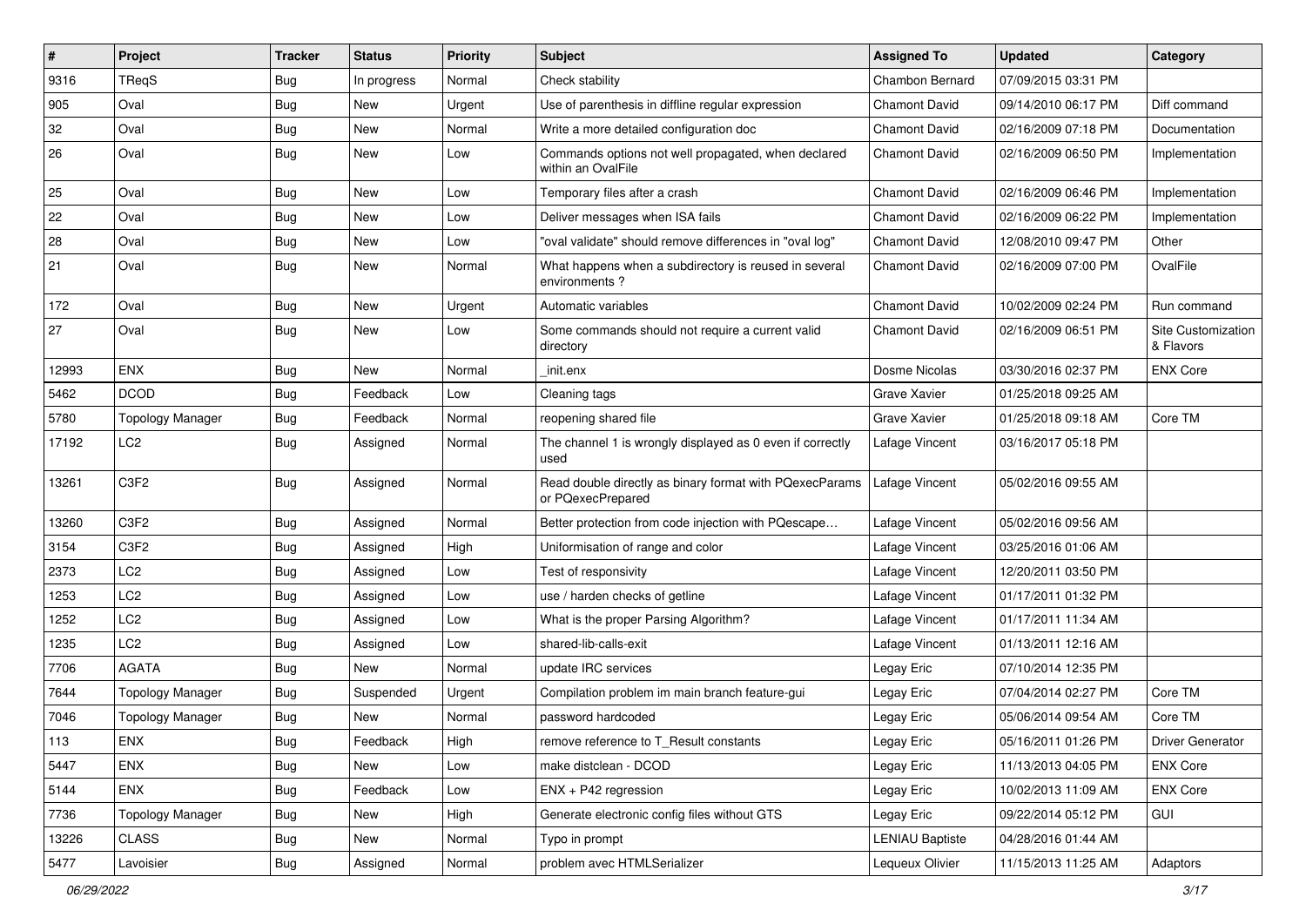| # | Project | Tracker | Status | Priority | Subject | Assigned To | Updated | Category |
|---|---|---|---|---|---|---|---|---|
| 9316 | TReqS | Bug | In progress | Normal | Check stability | Chambon Bernard | 07/09/2015 03:31 PM | |
| 905 | Oval | Bug | New | Urgent | Use of parenthesis in diffline regular expression | Chamont David | 09/14/2010 06:17 PM | Diff command |
| 32 | Oval | Bug | New | Normal | Write a more detailed configuration doc | Chamont David | 02/16/2009 07:18 PM | Documentation |
| 26 | Oval | Bug | New | Low | Commands options not well propagated, when declared within an OvalFile | Chamont David | 02/16/2009 06:50 PM | Implementation |
| 25 | Oval | Bug | New | Low | Temporary files after a crash | Chamont David | 02/16/2009 06:46 PM | Implementation |
| 22 | Oval | Bug | New | Low | Deliver messages when ISA fails | Chamont David | 02/16/2009 06:22 PM | Implementation |
| 28 | Oval | Bug | New | Low | "oval validate" should remove differences in "oval log" | Chamont David | 12/08/2010 09:47 PM | Other |
| 21 | Oval | Bug | New | Normal | What happens when a subdirectory is reused in several environments ? | Chamont David | 02/16/2009 07:00 PM | OvalFile |
| 172 | Oval | Bug | New | Urgent | Automatic variables | Chamont David | 10/02/2009 02:24 PM | Run command |
| 27 | Oval | Bug | New | Low | Some commands should not require a current valid directory | Chamont David | 02/16/2009 06:51 PM | Site Customization & Flavors |
| 12993 | ENX | Bug | New | Normal | _init.enx | Dosme Nicolas | 03/30/2016 02:37 PM | ENX Core |
| 5462 | DCOD | Bug | Feedback | Low | Cleaning tags | Grave Xavier | 01/25/2018 09:25 AM | |
| 5780 | Topology Manager | Bug | Feedback | Normal | reopening shared file | Grave Xavier | 01/25/2018 09:18 AM | Core TM |
| 17192 | LC2 | Bug | Assigned | Normal | The channel 1 is wrongly displayed as 0 even if correctly used | Lafage Vincent | 03/16/2017 05:18 PM | |
| 13261 | C3F2 | Bug | Assigned | Normal | Read double directly as binary format with PQexecParams or PQexecPrepared | Lafage Vincent | 05/02/2016 09:55 AM | |
| 13260 | C3F2 | Bug | Assigned | Normal | Better protection from code injection with PQescape… | Lafage Vincent | 05/02/2016 09:56 AM | |
| 3154 | C3F2 | Bug | Assigned | High | Uniformisation of range and color | Lafage Vincent | 03/25/2016 01:06 AM | |
| 2373 | LC2 | Bug | Assigned | Low | Test of responsivity | Lafage Vincent | 12/20/2011 03:50 PM | |
| 1253 | LC2 | Bug | Assigned | Low | use / harden checks of getline | Lafage Vincent | 01/17/2011 01:32 PM | |
| 1252 | LC2 | Bug | Assigned | Low | What is the proper Parsing Algorithm? | Lafage Vincent | 01/17/2011 11:34 AM | |
| 1235 | LC2 | Bug | Assigned | Low | shared-lib-calls-exit | Lafage Vincent | 01/13/2011 12:16 AM | |
| 7706 | AGATA | Bug | New | Normal | update IRC services | Legay Eric | 07/10/2014 12:35 PM | |
| 7644 | Topology Manager | Bug | Suspended | Urgent | Compilation problem im main branch feature-gui | Legay Eric | 07/04/2014 02:27 PM | Core TM |
| 7046 | Topology Manager | Bug | New | Normal | password hardcoded | Legay Eric | 05/06/2014 09:54 AM | Core TM |
| 113 | ENX | Bug | Feedback | High | remove reference to T_Result constants | Legay Eric | 05/16/2011 01:26 PM | Driver Generator |
| 5447 | ENX | Bug | New | Low | make distclean - DCOD | Legay Eric | 11/13/2013 04:05 PM | ENX Core |
| 5144 | ENX | Bug | Feedback | Low | ENX + P42 regression | Legay Eric | 10/02/2013 11:09 AM | ENX Core |
| 7736 | Topology Manager | Bug | New | High | Generate electronic config files without GTS | Legay Eric | 09/22/2014 05:12 PM | GUI |
| 13226 | CLASS | Bug | New | Normal | Typo in prompt | LENIAU Baptiste | 04/28/2016 01:44 AM | |
| 5477 | Lavoisier | Bug | Assigned | Normal | problem avec HTMLSerializer | Lequeux Olivier | 11/15/2013 11:25 AM | Adaptors |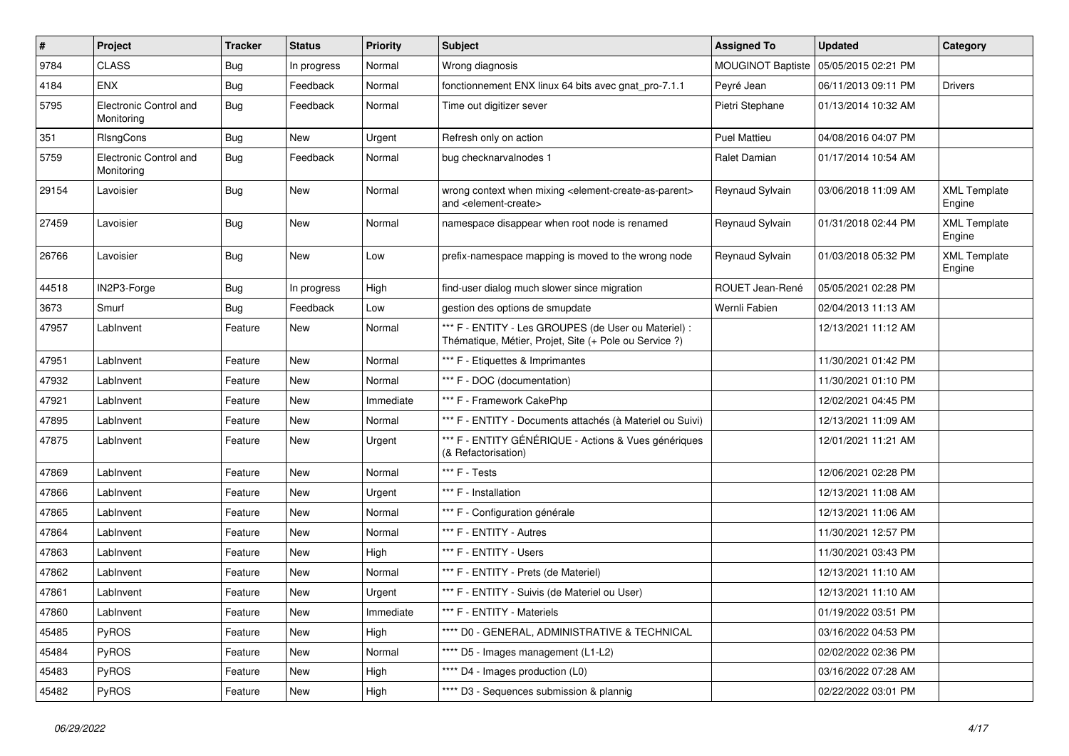| # | Project | Tracker | Status | Priority | Subject | Assigned To | Updated | Category |
|---|---|---|---|---|---|---|---|---|
| 9784 | CLASS | Bug | In progress | Normal | Wrong diagnosis | MOUGINOT Baptiste | 05/05/2015 02:21 PM | |
| 4184 | ENX | Bug | Feedback | Normal | fonctionnement ENX linux 64 bits avec gnat_pro-7.1.1 | Peyré Jean | 06/11/2013 09:11 PM | Drivers |
| 5795 | Electronic Control and Monitoring | Bug | Feedback | Normal | Time out digitizer sever | Pietri Stephane | 01/13/2014 10:32 AM | |
| 351 | RlsngCons | Bug | New | Urgent | Refresh only on action | Puel Mattieu | 04/08/2016 04:07 PM | |
| 5759 | Electronic Control and Monitoring | Bug | Feedback | Normal | bug checknarvalnodes 1 | Ralet Damian | 01/17/2014 10:54 AM | |
| 29154 | Lavoisier | Bug | New | Normal | wrong context when mixing <element-create-as-parent> and <element-create> | Reynaud Sylvain | 03/06/2018 11:09 AM | XML Template Engine |
| 27459 | Lavoisier | Bug | New | Normal | namespace disappear when root node is renamed | Reynaud Sylvain | 01/31/2018 02:44 PM | XML Template Engine |
| 26766 | Lavoisier | Bug | New | Low | prefix-namespace mapping is moved to the wrong node | Reynaud Sylvain | 01/03/2018 05:32 PM | XML Template Engine |
| 44518 | IN2P3-Forge | Bug | In progress | High | find-user dialog much slower since migration | ROUET Jean-René | 05/05/2021 02:28 PM | |
| 3673 | Smurf | Bug | Feedback | Low | gestion des options de smupdate | Wernli Fabien | 02/04/2013 11:13 AM | |
| 47957 | LabInvent | Feature | New | Normal | *** F - ENTITY - Les GROUPES (de User ou Materiel) : Thématique, Métier, Projet, Site (+ Pole ou Service ?) | | 12/13/2021 11:12 AM | |
| 47951 | LabInvent | Feature | New | Normal | *** F - Etiquettes & Imprimantes | | 11/30/2021 01:42 PM | |
| 47932 | LabInvent | Feature | New | Normal | *** F - DOC (documentation) | | 11/30/2021 01:10 PM | |
| 47921 | LabInvent | Feature | New | Immediate | *** F - Framework CakePhp | | 12/02/2021 04:45 PM | |
| 47895 | LabInvent | Feature | New | Normal | *** F - ENTITY - Documents attachés (à Materiel ou Suivi) | | 12/13/2021 11:09 AM | |
| 47875 | LabInvent | Feature | New | Urgent | *** F - ENTITY GÉNÉRIQUE - Actions & Vues génériques (& Refactorisation) | | 12/01/2021 11:21 AM | |
| 47869 | LabInvent | Feature | New | Normal | *** F - Tests | | 12/06/2021 02:28 PM | |
| 47866 | LabInvent | Feature | New | Urgent | *** F - Installation | | 12/13/2021 11:08 AM | |
| 47865 | LabInvent | Feature | New | Normal | *** F - Configuration générale | | 12/13/2021 11:06 AM | |
| 47864 | LabInvent | Feature | New | Normal | *** F - ENTITY - Autres | | 11/30/2021 12:57 PM | |
| 47863 | LabInvent | Feature | New | High | *** F - ENTITY - Users | | 11/30/2021 03:43 PM | |
| 47862 | LabInvent | Feature | New | Normal | *** F - ENTITY - Prets (de Materiel) | | 12/13/2021 11:10 AM | |
| 47861 | LabInvent | Feature | New | Urgent | *** F - ENTITY - Suivis (de Materiel ou User) | | 12/13/2021 11:10 AM | |
| 47860 | LabInvent | Feature | New | Immediate | *** F - ENTITY - Materiels | | 01/19/2022 03:51 PM | |
| 45485 | PyROS | Feature | New | High | **** D0 - GENERAL, ADMINISTRATIVE & TECHNICAL | | 03/16/2022 04:53 PM | |
| 45484 | PyROS | Feature | New | Normal | **** D5 - Images management (L1-L2) | | 02/02/2022 02:36 PM | |
| 45483 | PyROS | Feature | New | High | **** D4 - Images production (L0) | | 03/16/2022 07:28 AM | |
| 45482 | PyROS | Feature | New | High | **** D3 - Sequences submission & plannig | | 02/22/2022 03:01 PM | |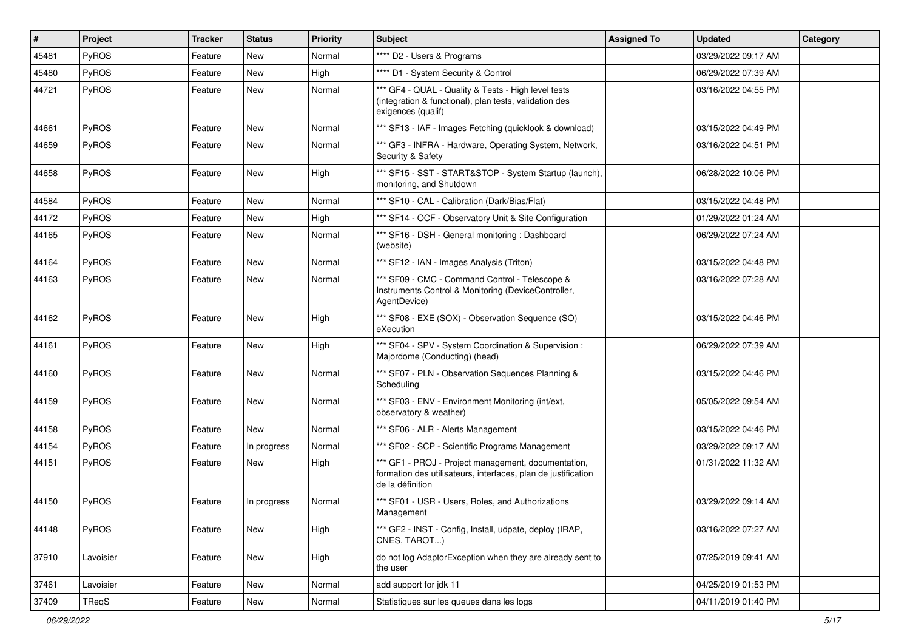| # | Project | Tracker | Status | Priority | Subject | Assigned To | Updated | Category |
|---|---|---|---|---|---|---|---|---|
| 45481 | PyROS | Feature | New | Normal | **** D2 - Users & Programs | | 03/29/2022 09:17 AM | |
| 45480 | PyROS | Feature | New | High | **** D1 - System Security & Control | | 06/29/2022 07:39 AM | |
| 44721 | PyROS | Feature | New | Normal | *** GF4 - QUAL - Quality & Tests - High level tests (integration & functional), plan tests, validation des exigences (qualif) | | 03/16/2022 04:55 PM | |
| 44661 | PyROS | Feature | New | Normal | *** SF13 - IAF - Images Fetching (quicklook & download) | | 03/15/2022 04:49 PM | |
| 44659 | PyROS | Feature | New | Normal | *** GF3 - INFRA - Hardware, Operating System, Network, Security & Safety | | 03/16/2022 04:51 PM | |
| 44658 | PyROS | Feature | New | High | *** SF15 - SST - START&STOP - System Startup (launch), monitoring, and Shutdown | | 06/28/2022 10:06 PM | |
| 44584 | PyROS | Feature | New | Normal | *** SF10 - CAL - Calibration (Dark/Bias/Flat) | | 03/15/2022 04:48 PM | |
| 44172 | PyROS | Feature | New | High | *** SF14 - OCF - Observatory Unit & Site Configuration | | 01/29/2022 01:24 AM | |
| 44165 | PyROS | Feature | New | Normal | *** SF16 - DSH - General monitoring : Dashboard (website) | | 06/29/2022 07:24 AM | |
| 44164 | PyROS | Feature | New | Normal | *** SF12 - IAN - Images Analysis (Triton) | | 03/15/2022 04:48 PM | |
| 44163 | PyROS | Feature | New | Normal | *** SF09 - CMC - Command Control - Telescope & Instruments Control & Monitoring (DeviceController, AgentDevice) | | 03/16/2022 07:28 AM | |
| 44162 | PyROS | Feature | New | High | *** SF08 - EXE (SOX) - Observation Sequence (SO) eXecution | | 03/15/2022 04:46 PM | |
| 44161 | PyROS | Feature | New | High | *** SF04 - SPV - System Coordination & Supervision : Majordome (Conducting) (head) | | 06/29/2022 07:39 AM | |
| 44160 | PyROS | Feature | New | Normal | *** SF07 - PLN - Observation Sequences Planning & Scheduling | | 03/15/2022 04:46 PM | |
| 44159 | PyROS | Feature | New | Normal | *** SF03 - ENV - Environment Monitoring (int/ext, observatory & weather) | | 05/05/2022 09:54 AM | |
| 44158 | PyROS | Feature | New | Normal | *** SF06 - ALR - Alerts Management | | 03/15/2022 04:46 PM | |
| 44154 | PyROS | Feature | In progress | Normal | *** SF02 - SCP - Scientific Programs Management | | 03/29/2022 09:17 AM | |
| 44151 | PyROS | Feature | New | High | *** GF1 - PROJ - Project management, documentation, formation des utilisateurs, interfaces, plan de justification de la définition | | 01/31/2022 11:32 AM | |
| 44150 | PyROS | Feature | In progress | Normal | *** SF01 - USR - Users, Roles, and Authorizations Management | | 03/29/2022 09:14 AM | |
| 44148 | PyROS | Feature | New | High | *** GF2 - INST - Config, Install, udpate, deploy (IRAP, CNES, TAROT...) | | 03/16/2022 07:27 AM | |
| 37910 | Lavoisier | Feature | New | High | do not log AdaptorException when they are already sent to the user | | 07/25/2019 09:41 AM | |
| 37461 | Lavoisier | Feature | New | Normal | add support for jdk 11 | | 04/25/2019 01:53 PM | |
| 37409 | TReqS | Feature | New | Normal | Statistiques sur les queues dans les logs | | 04/11/2019 01:40 PM | |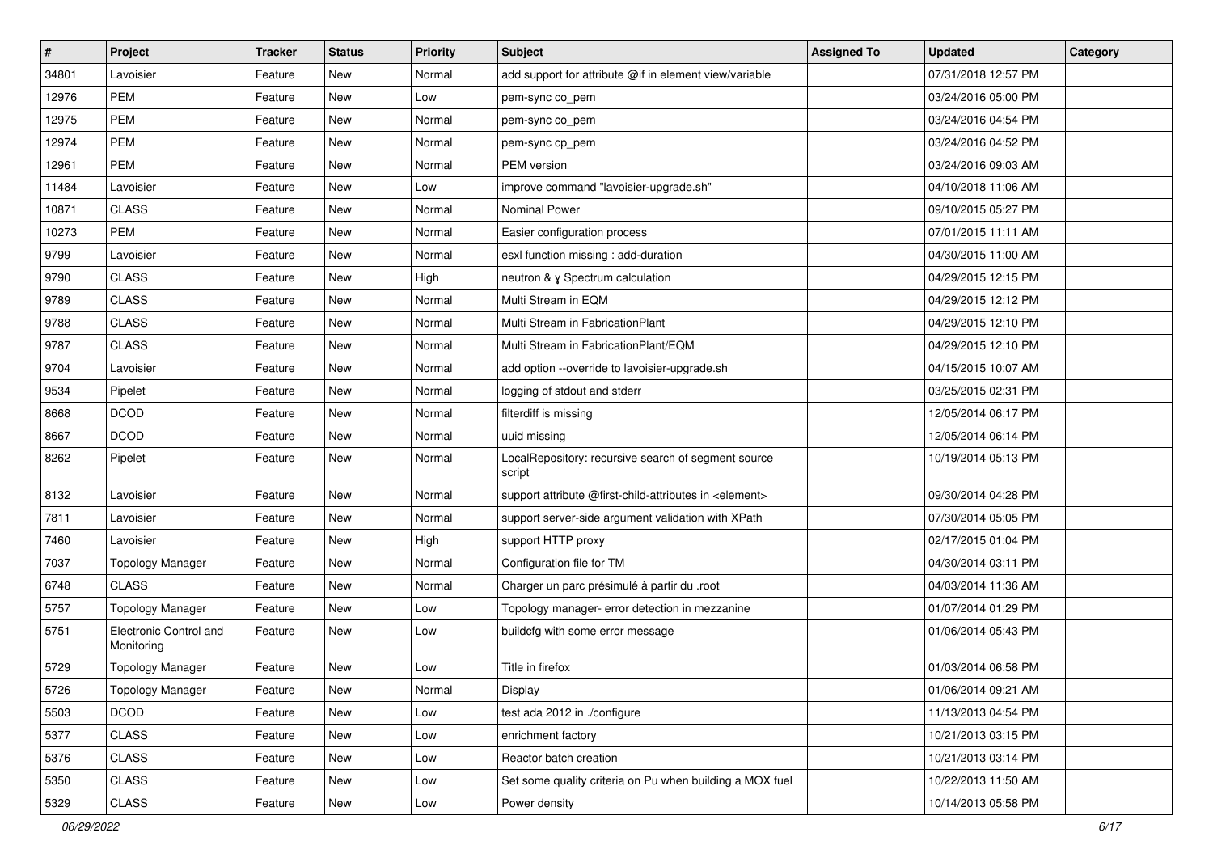| # | Project | Tracker | Status | Priority | Subject | Assigned To | Updated | Category |
|---|---|---|---|---|---|---|---|---|
| 34801 | Lavoisier | Feature | New | Normal | add support for attribute @if in element view/variable | | 07/31/2018 12:57 PM | |
| 12976 | PEM | Feature | New | Low | pem-sync co_pem | | 03/24/2016 05:00 PM | |
| 12975 | PEM | Feature | New | Normal | pem-sync co_pem | | 03/24/2016 04:54 PM | |
| 12974 | PEM | Feature | New | Normal | pem-sync cp_pem | | 03/24/2016 04:52 PM | |
| 12961 | PEM | Feature | New | Normal | PEM version | | 03/24/2016 09:03 AM | |
| 11484 | Lavoisier | Feature | New | Low | improve command "lavoisier-upgrade.sh" | | 04/10/2018 11:06 AM | |
| 10871 | CLASS | Feature | New | Normal | Nominal Power | | 09/10/2015 05:27 PM | |
| 10273 | PEM | Feature | New | Normal | Easier configuration process | | 07/01/2015 11:11 AM | |
| 9799 | Lavoisier | Feature | New | Normal | esxl function missing : add-duration | | 04/30/2015 11:00 AM | |
| 9790 | CLASS | Feature | New | High | neutron & ɣ Spectrum calculation | | 04/29/2015 12:15 PM | |
| 9789 | CLASS | Feature | New | Normal | Multi Stream in EQM | | 04/29/2015 12:12 PM | |
| 9788 | CLASS | Feature | New | Normal | Multi Stream in FabricationPlant | | 04/29/2015 12:10 PM | |
| 9787 | CLASS | Feature | New | Normal | Multi Stream in FabricationPlant/EQM | | 04/29/2015 12:10 PM | |
| 9704 | Lavoisier | Feature | New | Normal | add option --override to lavoisier-upgrade.sh | | 04/15/2015 10:07 AM | |
| 9534 | Pipelet | Feature | New | Normal | logging of stdout and stderr | | 03/25/2015 02:31 PM | |
| 8668 | DCOD | Feature | New | Normal | filterdiff is missing | | 12/05/2014 06:17 PM | |
| 8667 | DCOD | Feature | New | Normal | uuid missing | | 12/05/2014 06:14 PM | |
| 8262 | Pipelet | Feature | New | Normal | LocalRepository: recursive search of segment source script | | 10/19/2014 05:13 PM | |
| 8132 | Lavoisier | Feature | New | Normal | support attribute @first-child-attributes in <element> | | 09/30/2014 04:28 PM | |
| 7811 | Lavoisier | Feature | New | Normal | support server-side argument validation with XPath | | 07/30/2014 05:05 PM | |
| 7460 | Lavoisier | Feature | New | High | support HTTP proxy | | 02/17/2015 01:04 PM | |
| 7037 | Topology Manager | Feature | New | Normal | Configuration file for TM | | 04/30/2014 03:11 PM | |
| 6748 | CLASS | Feature | New | Normal | Charger un parc présimulé à partir du .root | | 04/03/2014 11:36 AM | |
| 5757 | Topology Manager | Feature | New | Low | Topology manager- error detection in mezzanine | | 01/07/2014 01:29 PM | |
| 5751 | Electronic Control and Monitoring | Feature | New | Low | buildcfg with some error message | | 01/06/2014 05:43 PM | |
| 5729 | Topology Manager | Feature | New | Low | Title in firefox | | 01/03/2014 06:58 PM | |
| 5726 | Topology Manager | Feature | New | Normal | Display | | 01/06/2014 09:21 AM | |
| 5503 | DCOD | Feature | New | Low | test ada 2012 in ./configure | | 11/13/2013 04:54 PM | |
| 5377 | CLASS | Feature | New | Low | enrichment factory | | 10/21/2013 03:15 PM | |
| 5376 | CLASS | Feature | New | Low | Reactor batch creation | | 10/21/2013 03:14 PM | |
| 5350 | CLASS | Feature | New | Low | Set some quality criteria on Pu when building a MOX fuel | | 10/22/2013 11:50 AM | |
| 5329 | CLASS | Feature | New | Low | Power density | | 10/14/2013 05:58 PM | |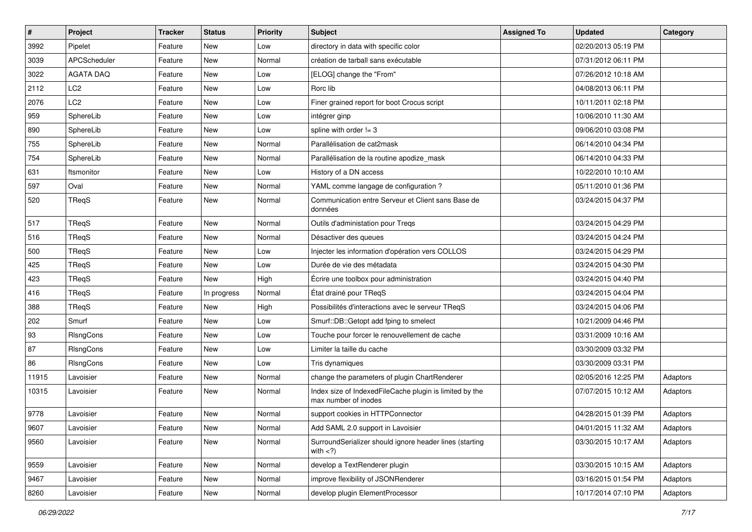| # | Project | Tracker | Status | Priority | Subject | Assigned To | Updated | Category |
| --- | --- | --- | --- | --- | --- | --- | --- | --- |
| 3992 | Pipelet | Feature | New | Low | directory in data with specific color | | 02/20/2013 05:19 PM | |
| 3039 | APCScheduler | Feature | New | Normal | création de tarball sans exécutable | | 07/31/2012 06:11 PM | |
| 3022 | AGATA DAQ | Feature | New | Low | [ELOG] change the "From" | | 07/26/2012 10:18 AM | |
| 2112 | LC2 | Feature | New | Low | Rorc lib | | 04/08/2013 06:11 PM | |
| 2076 | LC2 | Feature | New | Low | Finer grained report for boot Crocus script | | 10/11/2011 02:18 PM | |
| 959 | SphereLib | Feature | New | Low | intégrer ginp | | 10/06/2010 11:30 AM | |
| 890 | SphereLib | Feature | New | Low | spline with order != 3 | | 09/06/2010 03:08 PM | |
| 755 | SphereLib | Feature | New | Normal | Parallélisation de cat2mask | | 06/14/2010 04:34 PM | |
| 754 | SphereLib | Feature | New | Normal | Parallélisation de la routine apodize_mask | | 06/14/2010 04:33 PM | |
| 631 | ftsmonitor | Feature | New | Low | History of a DN access | | 10/22/2010 10:10 AM | |
| 597 | Oval | Feature | New | Normal | YAML comme langage de configuration ? | | 05/11/2010 01:36 PM | |
| 520 | TReqS | Feature | New | Normal | Communication entre Serveur et Client sans Base de données | | 03/24/2015 04:37 PM | |
| 517 | TReqS | Feature | New | Normal | Outils d'administation pour Treqs | | 03/24/2015 04:29 PM | |
| 516 | TReqS | Feature | New | Normal | Désactiver des queues | | 03/24/2015 04:24 PM | |
| 500 | TReqS | Feature | New | Low | Injecter les information d'opération vers COLLOS | | 03/24/2015 04:29 PM | |
| 425 | TReqS | Feature | New | Low | Durée de vie des métadata | | 03/24/2015 04:30 PM | |
| 423 | TReqS | Feature | New | High | Écrire une toolbox pour administration | | 03/24/2015 04:40 PM | |
| 416 | TReqS | Feature | In progress | Normal | État drainé pour TReqS | | 03/24/2015 04:04 PM | |
| 388 | TReqS | Feature | New | High | Possibilités d'interactions avec le serveur TReqS | | 03/24/2015 04:06 PM | |
| 202 | Smurf | Feature | New | Low | Smurf::DB::Getopt add fping to smelect | | 10/21/2009 04:46 PM | |
| 93 | RlsngCons | Feature | New | Low | Touche pour forcer le renouvellement de cache | | 03/31/2009 10:16 AM | |
| 87 | RlsngCons | Feature | New | Low | Limiter la taille du cache | | 03/30/2009 03:32 PM | |
| 86 | RlsngCons | Feature | New | Low | Tris dynamiques | | 03/30/2009 03:31 PM | |
| 11915 | Lavoisier | Feature | New | Normal | change the parameters of plugin ChartRenderer | | 02/05/2016 12:25 PM | Adaptors |
| 10315 | Lavoisier | Feature | New | Normal | Index size of IndexedFileCache plugin is limited by the max number of inodes | | 07/07/2015 10:12 AM | Adaptors |
| 9778 | Lavoisier | Feature | New | Normal | support cookies in HTTPConnector | | 04/28/2015 01:39 PM | Adaptors |
| 9607 | Lavoisier | Feature | New | Normal | Add SAML 2.0 support in Lavoisier | | 04/01/2015 11:32 AM | Adaptors |
| 9560 | Lavoisier | Feature | New | Normal | SurroundSerializer should ignore header lines (starting with <?) | | 03/30/2015 10:17 AM | Adaptors |
| 9559 | Lavoisier | Feature | New | Normal | develop a TextRenderer plugin | | 03/30/2015 10:15 AM | Adaptors |
| 9467 | Lavoisier | Feature | New | Normal | improve flexibility of JSONRenderer | | 03/16/2015 01:54 PM | Adaptors |
| 8260 | Lavoisier | Feature | New | Normal | develop plugin ElementProcessor | | 10/17/2014 07:10 PM | Adaptors |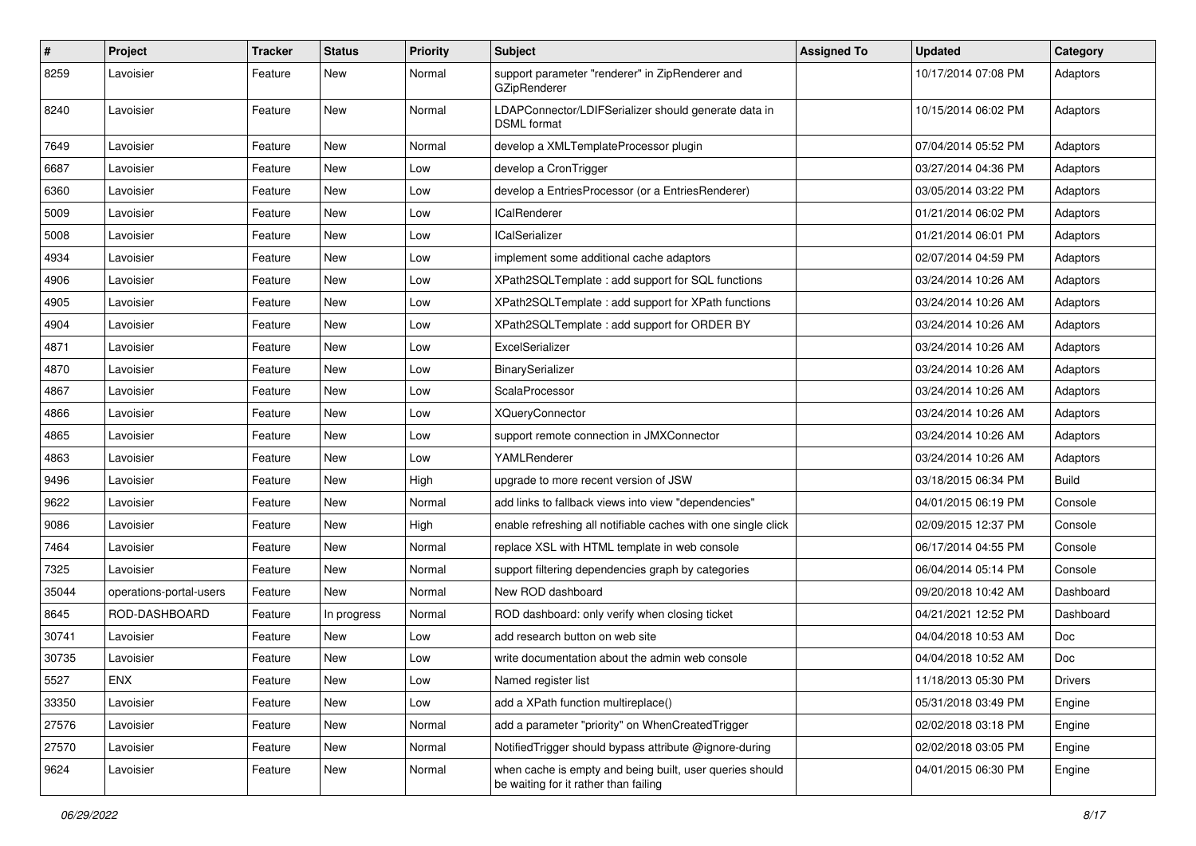| # | Project | Tracker | Status | Priority | Subject | Assigned To | Updated | Category |
|---|---|---|---|---|---|---|---|---|
| 8259 | Lavoisier | Feature | New | Normal | support parameter "renderer" in ZipRenderer and GZipRenderer | | 10/17/2014 07:08 PM | Adaptors |
| 8240 | Lavoisier | Feature | New | Normal | LDAPConnector/LDIFSerializer should generate data in DSML format | | 10/15/2014 06:02 PM | Adaptors |
| 7649 | Lavoisier | Feature | New | Normal | develop a XMLTemplateProcessor plugin | | 07/04/2014 05:52 PM | Adaptors |
| 6687 | Lavoisier | Feature | New | Low | develop a CronTrigger | | 03/27/2014 04:36 PM | Adaptors |
| 6360 | Lavoisier | Feature | New | Low | develop a EntriesProcessor (or a EntriesRenderer) | | 03/05/2014 03:22 PM | Adaptors |
| 5009 | Lavoisier | Feature | New | Low | ICalRenderer | | 01/21/2014 06:02 PM | Adaptors |
| 5008 | Lavoisier | Feature | New | Low | ICalSerializer | | 01/21/2014 06:01 PM | Adaptors |
| 4934 | Lavoisier | Feature | New | Low | implement some additional cache adaptors | | 02/07/2014 04:59 PM | Adaptors |
| 4906 | Lavoisier | Feature | New | Low | XPath2SQLTemplate : add support for SQL functions | | 03/24/2014 10:26 AM | Adaptors |
| 4905 | Lavoisier | Feature | New | Low | XPath2SQLTemplate : add support for XPath functions | | 03/24/2014 10:26 AM | Adaptors |
| 4904 | Lavoisier | Feature | New | Low | XPath2SQLTemplate : add support for ORDER BY | | 03/24/2014 10:26 AM | Adaptors |
| 4871 | Lavoisier | Feature | New | Low | ExcelSerializer | | 03/24/2014 10:26 AM | Adaptors |
| 4870 | Lavoisier | Feature | New | Low | BinarySerializer | | 03/24/2014 10:26 AM | Adaptors |
| 4867 | Lavoisier | Feature | New | Low | ScalaProcessor | | 03/24/2014 10:26 AM | Adaptors |
| 4866 | Lavoisier | Feature | New | Low | XQueryConnector | | 03/24/2014 10:26 AM | Adaptors |
| 4865 | Lavoisier | Feature | New | Low | support remote connection in JMXConnector | | 03/24/2014 10:26 AM | Adaptors |
| 4863 | Lavoisier | Feature | New | Low | YAMLRenderer | | 03/24/2014 10:26 AM | Adaptors |
| 9496 | Lavoisier | Feature | New | High | upgrade to more recent version of JSW | | 03/18/2015 06:34 PM | Build |
| 9622 | Lavoisier | Feature | New | Normal | add links to fallback views into view "dependencies" | | 04/01/2015 06:19 PM | Console |
| 9086 | Lavoisier | Feature | New | High | enable refreshing all notifiable caches with one single click | | 02/09/2015 12:37 PM | Console |
| 7464 | Lavoisier | Feature | New | Normal | replace XSL with HTML template in web console | | 06/17/2014 04:55 PM | Console |
| 7325 | Lavoisier | Feature | New | Normal | support filtering dependencies graph by categories | | 06/04/2014 05:14 PM | Console |
| 35044 | operations-portal-users | Feature | New | Normal | New ROD dashboard | | 09/20/2018 10:42 AM | Dashboard |
| 8645 | ROD-DASHBOARD | Feature | In progress | Normal | ROD dashboard: only verify when closing ticket | | 04/21/2021 12:52 PM | Dashboard |
| 30741 | Lavoisier | Feature | New | Low | add research button on web site | | 04/04/2018 10:53 AM | Doc |
| 30735 | Lavoisier | Feature | New | Low | write documentation about the admin web console | | 04/04/2018 10:52 AM | Doc |
| 5527 | ENX | Feature | New | Low | Named register list | | 11/18/2013 05:30 PM | Drivers |
| 33350 | Lavoisier | Feature | New | Low | add a XPath function multireplace() | | 05/31/2018 03:49 PM | Engine |
| 27576 | Lavoisier | Feature | New | Normal | add a parameter "priority" on WhenCreatedTrigger | | 02/02/2018 03:18 PM | Engine |
| 27570 | Lavoisier | Feature | New | Normal | NotifiedTrigger should bypass attribute @ignore-during | | 02/02/2018 03:05 PM | Engine |
| 9624 | Lavoisier | Feature | New | Normal | when cache is empty and being built, user queries should be waiting for it rather than failing | | 04/01/2015 06:30 PM | Engine |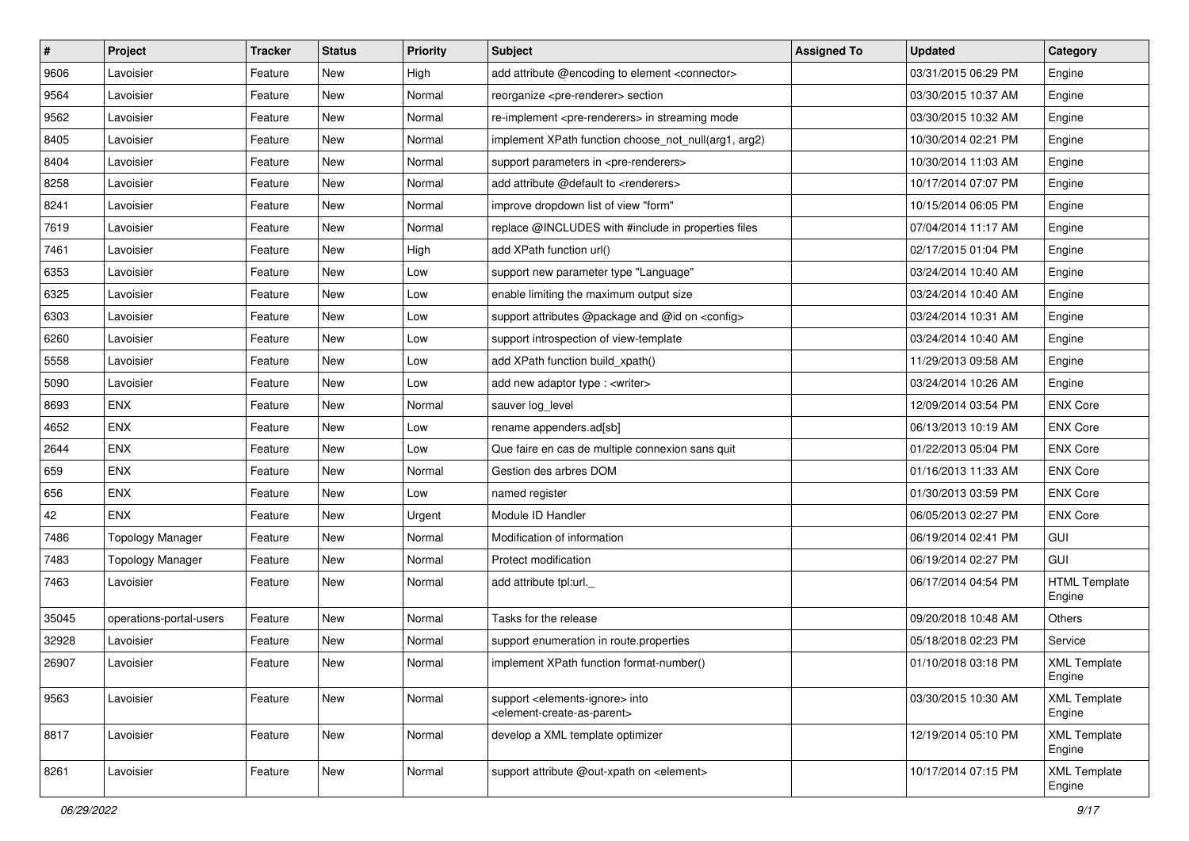| # | Project | Tracker | Status | Priority | Subject | Assigned To | Updated | Category |
|---|---|---|---|---|---|---|---|---|
| 9606 | Lavoisier | Feature | New | High | add attribute @encoding to element <connector> | | 03/31/2015 06:29 PM | Engine |
| 9564 | Lavoisier | Feature | New | Normal | reorganize <pre-renderer> section | | 03/30/2015 10:37 AM | Engine |
| 9562 | Lavoisier | Feature | New | Normal | re-implement <pre-renderers> in streaming mode | | 03/30/2015 10:32 AM | Engine |
| 8405 | Lavoisier | Feature | New | Normal | implement XPath function choose_not_null(arg1, arg2) | | 10/30/2014 02:21 PM | Engine |
| 8404 | Lavoisier | Feature | New | Normal | support parameters in <pre-renderers> | | 10/30/2014 11:03 AM | Engine |
| 8258 | Lavoisier | Feature | New | Normal | add attribute @default to <renderers> | | 10/17/2014 07:07 PM | Engine |
| 8241 | Lavoisier | Feature | New | Normal | improve dropdown list of view "form" | | 10/15/2014 06:05 PM | Engine |
| 7619 | Lavoisier | Feature | New | Normal | replace @INCLUDES with #include in properties files | | 07/04/2014 11:17 AM | Engine |
| 7461 | Lavoisier | Feature | New | High | add XPath function url() | | 02/17/2015 01:04 PM | Engine |
| 6353 | Lavoisier | Feature | New | Low | support new parameter type "Language" | | 03/24/2014 10:40 AM | Engine |
| 6325 | Lavoisier | Feature | New | Low | enable limiting the maximum output size | | 03/24/2014 10:40 AM | Engine |
| 6303 | Lavoisier | Feature | New | Low | support attributes @package and @id on <config> | | 03/24/2014 10:31 AM | Engine |
| 6260 | Lavoisier | Feature | New | Low | support introspection of view-template | | 03/24/2014 10:40 AM | Engine |
| 5558 | Lavoisier | Feature | New | Low | add XPath function build_xpath() | | 11/29/2013 09:58 AM | Engine |
| 5090 | Lavoisier | Feature | New | Low | add new adaptor type : <writer> | | 03/24/2014 10:26 AM | Engine |
| 8693 | ENX | Feature | New | Normal | sauver log_level | | 12/09/2014 03:54 PM | ENX Core |
| 4652 | ENX | Feature | New | Low | rename appenders.ad[sb] | | 06/13/2013 10:19 AM | ENX Core |
| 2644 | ENX | Feature | New | Low | Que faire en cas de multiple connexion sans quit | | 01/22/2013 05:04 PM | ENX Core |
| 659 | ENX | Feature | New | Normal | Gestion des arbres DOM | | 01/16/2013 11:33 AM | ENX Core |
| 656 | ENX | Feature | New | Low | named register | | 01/30/2013 03:59 PM | ENX Core |
| 42 | ENX | Feature | New | Urgent | Module ID Handler | | 06/05/2013 02:27 PM | ENX Core |
| 7486 | Topology Manager | Feature | New | Normal | Modification of information | | 06/19/2014 02:41 PM | GUI |
| 7483 | Topology Manager | Feature | New | Normal | Protect modification | | 06/19/2014 02:27 PM | GUI |
| 7463 | Lavoisier | Feature | New | Normal | add attribute tpl:url._ | | 06/17/2014 04:54 PM | HTML Template Engine |
| 35045 | operations-portal-users | Feature | New | Normal | Tasks for the release | | 09/20/2018 10:48 AM | Others |
| 32928 | Lavoisier | Feature | New | Normal | support enumeration in route.properties | | 05/18/2018 02:23 PM | Service |
| 26907 | Lavoisier | Feature | New | Normal | implement XPath function format-number() | | 01/10/2018 03:18 PM | XML Template Engine |
| 9563 | Lavoisier | Feature | New | Normal | support <elements-ignore> into <element-create-as-parent> | | 03/30/2015 10:30 AM | XML Template Engine |
| 8817 | Lavoisier | Feature | New | Normal | develop a XML template optimizer | | 12/19/2014 05:10 PM | XML Template Engine |
| 8261 | Lavoisier | Feature | New | Normal | support attribute @out-xpath on <element> | | 10/17/2014 07:15 PM | XML Template Engine |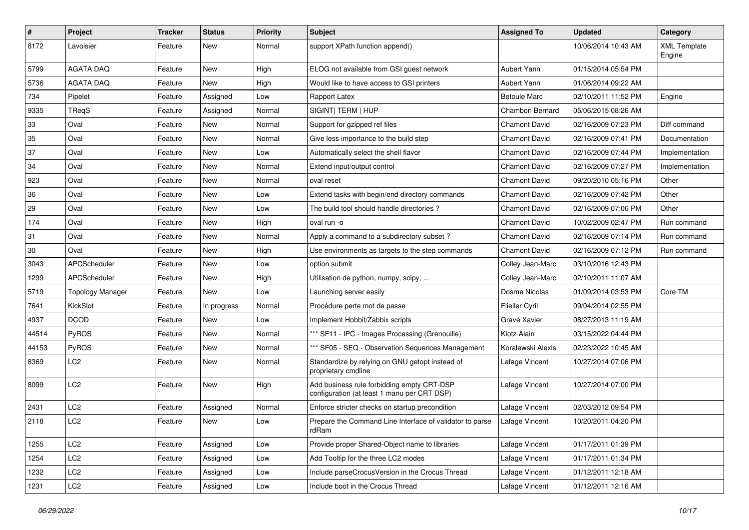| # | Project | Tracker | Status | Priority | Subject | Assigned To | Updated | Category |
|---|---|---|---|---|---|---|---|---|
| 8172 | Lavoisier | Feature | New | Normal | support XPath function append() | | 10/06/2014 10:43 AM | XML Template Engine |
| 5799 | AGATA DAQ | Feature | New | High | ELOG not available from GSI guest network | Aubert Yann | 01/15/2014 05:54 PM | |
| 5736 | AGATA DAQ | Feature | New | High | Would like to have access to GSI printers | Aubert Yann | 01/06/2014 09:22 AM | |
| 734 | Pipelet | Feature | Assigned | Low | Rapport Latex | Betoule Marc | 02/10/2011 11:52 PM | Engine |
| 9335 | TReqS | Feature | Assigned | Normal | SIGINT\| TERM \| HUP | Chambon Bernard | 05/06/2015 08:26 AM | |
| 33 | Oval | Feature | New | Normal | Support for gzipped ref files | Chamont David | 02/16/2009 07:23 PM | Diff command |
| 35 | Oval | Feature | New | Normal | Give less importance to the build step | Chamont David | 02/16/2009 07:41 PM | Documentation |
| 37 | Oval | Feature | New | Low | Automatically select the shell flavor | Chamont David | 02/16/2009 07:44 PM | Implementation |
| 34 | Oval | Feature | New | Normal | Extend input/output control | Chamont David | 02/16/2009 07:27 PM | Implementation |
| 923 | Oval | Feature | New | Normal | oval reset | Chamont David | 09/20/2010 05:16 PM | Other |
| 36 | Oval | Feature | New | Low | Extend tasks with begin/end directory commands | Chamont David | 02/16/2009 07:42 PM | Other |
| 29 | Oval | Feature | New | Low | The build tool should handle directories ? | Chamont David | 02/16/2009 07:06 PM | Other |
| 174 | Oval | Feature | New | High | oval run -o | Chamont David | 10/02/2009 02:47 PM | Run command |
| 31 | Oval | Feature | New | Normal | Apply a command to a subdirectory subset ? | Chamont David | 02/16/2009 07:14 PM | Run command |
| 30 | Oval | Feature | New | High | Use environments as targets to the step commands | Chamont David | 02/16/2009 07:12 PM | Run command |
| 3043 | APCScheduler | Feature | New | Low | option submit | Colley Jean-Marc | 03/10/2016 12:43 PM | |
| 1299 | APCScheduler | Feature | New | High | Utilisation de python, numpy, scipy, ... | Colley Jean-Marc | 02/10/2011 11:07 AM | |
| 5719 | Topology Manager | Feature | New | Low | Launching server easily | Dosme Nicolas | 01/09/2014 03:53 PM | Core TM |
| 7641 | KickSlot | Feature | In progress | Normal | Procédure perte mot de passe | Flieller Cyril | 09/04/2014 02:55 PM | |
| 4937 | DCOD | Feature | New | Low | Implement Hobbit/Zabbix scripts | Grave Xavier | 08/27/2013 11:19 AM | |
| 44514 | PyROS | Feature | New | Normal | *** SF11 - IPC - Images Processing (Grenouille) | Klotz Alain | 03/15/2022 04:44 PM | |
| 44153 | PyROS | Feature | New | Normal | *** SF05 - SEQ - Observation Sequences Management | Koralewski Alexis | 02/23/2022 10:45 AM | |
| 8369 | LC2 | Feature | New | Normal | Standardize by relying on GNU getopt instead of proprietary cmdline | Lafage Vincent | 10/27/2014 07:06 PM | |
| 8099 | LC2 | Feature | New | High | Add business rule forbidding empty CRT-DSP configuration (at least 1 manu per CRT DSP) | Lafage Vincent | 10/27/2014 07:00 PM | |
| 2431 | LC2 | Feature | Assigned | Normal | Enforce stricter checks on startup precondition | Lafage Vincent | 02/03/2012 09:54 PM | |
| 2118 | LC2 | Feature | New | Low | Prepare the Command Line Interface of validator to parse rdRam | Lafage Vincent | 10/20/2011 04:20 PM | |
| 1255 | LC2 | Feature | Assigned | Low | Provide proper Shared-Object name to libraries | Lafage Vincent | 01/17/2011 01:39 PM | |
| 1254 | LC2 | Feature | Assigned | Low | Add Tooltip for the three LC2 modes | Lafage Vincent | 01/17/2011 01:34 PM | |
| 1232 | LC2 | Feature | Assigned | Low | Include parseCrocusVersion in the Crocus Thread | Lafage Vincent | 01/12/2011 12:18 AM | |
| 1231 | LC2 | Feature | Assigned | Low | Include boot in the Crocus Thread | Lafage Vincent | 01/12/2011 12:16 AM | |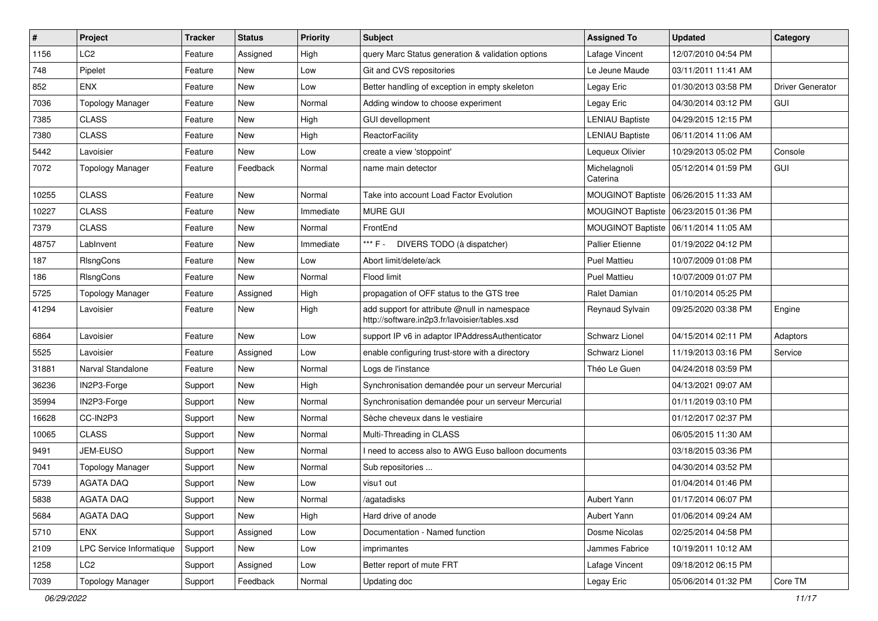| # | Project | Tracker | Status | Priority | Subject | Assigned To | Updated | Category |
|---|---|---|---|---|---|---|---|---|
| 1156 | LC2 | Feature | Assigned | High | query Marc Status generation & validation options | Lafage Vincent | 12/07/2010 04:54 PM | |
| 748 | Pipelet | Feature | New | Low | Git and CVS repositories | Le Jeune Maude | 03/11/2011 11:41 AM | |
| 852 | ENX | Feature | New | Low | Better handling of exception in empty skeleton | Legay Eric | 01/30/2013 03:58 PM | Driver Generator |
| 7036 | Topology Manager | Feature | New | Normal | Adding window to choose experiment | Legay Eric | 04/30/2014 03:12 PM | GUI |
| 7385 | CLASS | Feature | New | High | GUI devellopment | LENIAU Baptiste | 04/29/2015 12:15 PM | |
| 7380 | CLASS | Feature | New | High | ReactorFacility | LENIAU Baptiste | 06/11/2014 11:06 AM | |
| 5442 | Lavoisier | Feature | New | Low | create a view 'stoppoint' | Lequeux Olivier | 10/29/2013 05:02 PM | Console |
| 7072 | Topology Manager | Feature | Feedback | Normal | name main detector | Michelagnoli Caterina | 05/12/2014 01:59 PM | GUI |
| 10255 | CLASS | Feature | New | Normal | Take into account Load Factor Evolution | MOUGINOT Baptiste | 06/26/2015 11:33 AM | |
| 10227 | CLASS | Feature | New | Immediate | MURE GUI | MOUGINOT Baptiste | 06/23/2015 01:36 PM | |
| 7379 | CLASS | Feature | New | Normal | FrontEnd | MOUGINOT Baptiste | 06/11/2014 11:05 AM | |
| 48757 | LabInvent | Feature | New | Immediate | *** F - DIVERS TODO (à dispatcher) | Pallier Etienne | 01/19/2022 04:12 PM | |
| 187 | RlsngCons | Feature | New | Low | Abort limit/delete/ack | Puel Mattieu | 10/07/2009 01:08 PM | |
| 186 | RlsngCons | Feature | New | Normal | Flood limit | Puel Mattieu | 10/07/2009 01:07 PM | |
| 5725 | Topology Manager | Feature | Assigned | High | propagation of OFF status to the GTS tree | Ralet Damian | 01/10/2014 05:25 PM | |
| 41294 | Lavoisier | Feature | New | High | add support for attribute @null in namespace http://software.in2p3.fr/lavoisier/tables.xsd | Reynaud Sylvain | 09/25/2020 03:38 PM | Engine |
| 6864 | Lavoisier | Feature | New | Low | support IP v6 in adaptor IPAddressAuthenticator | Schwarz Lionel | 04/15/2014 02:11 PM | Adaptors |
| 5525 | Lavoisier | Feature | Assigned | Low | enable configuring trust-store with a directory | Schwarz Lionel | 11/19/2013 03:16 PM | Service |
| 31881 | Narval Standalone | Feature | New | Normal | Logs de l'instance | Théo Le Guen | 04/24/2018 03:59 PM | |
| 36236 | IN2P3-Forge | Support | New | High | Synchronisation demandée pour un serveur Mercurial | | 04/13/2021 09:07 AM | |
| 35994 | IN2P3-Forge | Support | New | Normal | Synchronisation demandée pour un serveur Mercurial | | 01/11/2019 03:10 PM | |
| 16628 | CC-IN2P3 | Support | New | Normal | Sèche cheveux dans le vestiaire | | 01/12/2017 02:37 PM | |
| 10065 | CLASS | Support | New | Normal | Multi-Threading in CLASS | | 06/05/2015 11:30 AM | |
| 9491 | JEM-EUSO | Support | New | Normal | I need to access also to AWG Euso balloon documents | | 03/18/2015 03:36 PM | |
| 7041 | Topology Manager | Support | New | Normal | Sub repositories ... | | 04/30/2014 03:52 PM | |
| 5739 | AGATA DAQ | Support | New | Low | visu1 out | | 01/04/2014 01:46 PM | |
| 5838 | AGATA DAQ | Support | New | Normal | /agatadisks | Aubert Yann | 01/17/2014 06:07 PM | |
| 5684 | AGATA DAQ | Support | New | High | Hard drive of anode | Aubert Yann | 01/06/2014 09:24 AM | |
| 5710 | ENX | Support | Assigned | Low | Documentation - Named function | Dosme Nicolas | 02/25/2014 04:58 PM | |
| 2109 | LPC Service Informatique | Support | New | Low | imprimantes | Jammes Fabrice | 10/19/2011 10:12 AM | |
| 1258 | LC2 | Support | Assigned | Low | Better report of mute FRT | Lafage Vincent | 09/18/2012 06:15 PM | |
| 7039 | Topology Manager | Support | Feedback | Normal | Updating doc | Legay Eric | 05/06/2014 01:32 PM | Core TM |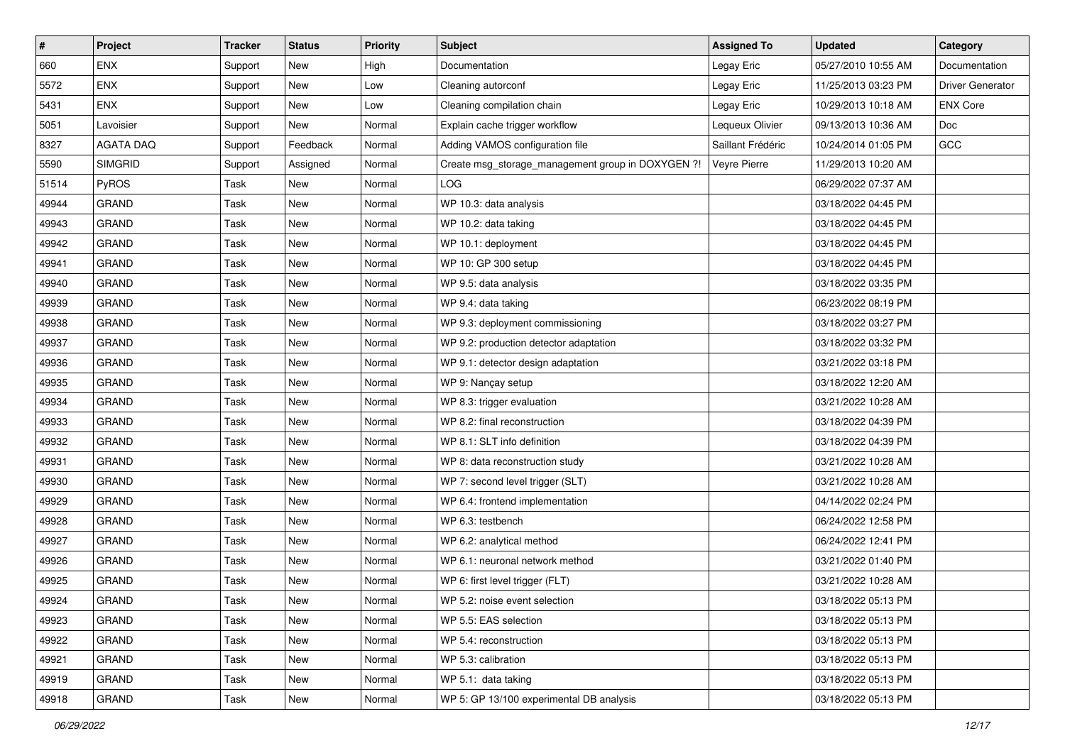| # | Project | Tracker | Status | Priority | Subject | Assigned To | Updated | Category |
|---|---|---|---|---|---|---|---|---|
| 660 | ENX | Support | New | High | Documentation | Legay Eric | 05/27/2010 10:55 AM | Documentation |
| 5572 | ENX | Support | New | Low | Cleaning autorconf | Legay Eric | 11/25/2013 03:23 PM | Driver Generator |
| 5431 | ENX | Support | New | Low | Cleaning compilation chain | Legay Eric | 10/29/2013 10:18 AM | ENX Core |
| 5051 | Lavoisier | Support | New | Normal | Explain cache trigger workflow | Lequeux Olivier | 09/13/2013 10:36 AM | Doc |
| 8327 | AGATA DAQ | Support | Feedback | Normal | Adding VAMOS configuration file | Saillant Frédéric | 10/24/2014 01:05 PM | GCC |
| 5590 | SIMGRID | Support | Assigned | Normal | Create msg_storage_management group in DOXYGEN ?! | Veyre Pierre | 11/29/2013 10:20 AM | |
| 51514 | PyROS | Task | New | Normal | LOG | | 06/29/2022 07:37 AM | |
| 49944 | GRAND | Task | New | Normal | WP 10.3: data analysis | | 03/18/2022 04:45 PM | |
| 49943 | GRAND | Task | New | Normal | WP 10.2: data taking | | 03/18/2022 04:45 PM | |
| 49942 | GRAND | Task | New | Normal | WP 10.1: deployment | | 03/18/2022 04:45 PM | |
| 49941 | GRAND | Task | New | Normal | WP 10: GP 300 setup | | 03/18/2022 04:45 PM | |
| 49940 | GRAND | Task | New | Normal | WP 9.5: data analysis | | 03/18/2022 03:35 PM | |
| 49939 | GRAND | Task | New | Normal | WP 9.4: data taking | | 06/23/2022 08:19 PM | |
| 49938 | GRAND | Task | New | Normal | WP 9.3: deployment commissioning | | 03/18/2022 03:27 PM | |
| 49937 | GRAND | Task | New | Normal | WP 9.2: production detector adaptation | | 03/18/2022 03:32 PM | |
| 49936 | GRAND | Task | New | Normal | WP 9.1: detector design adaptation | | 03/21/2022 03:18 PM | |
| 49935 | GRAND | Task | New | Normal | WP 9: Nançay setup | | 03/18/2022 12:20 AM | |
| 49934 | GRAND | Task | New | Normal | WP 8.3: trigger evaluation | | 03/21/2022 10:28 AM | |
| 49933 | GRAND | Task | New | Normal | WP 8.2: final reconstruction | | 03/18/2022 04:39 PM | |
| 49932 | GRAND | Task | New | Normal | WP 8.1: SLT info definition | | 03/18/2022 04:39 PM | |
| 49931 | GRAND | Task | New | Normal | WP 8: data reconstruction study | | 03/21/2022 10:28 AM | |
| 49930 | GRAND | Task | New | Normal | WP 7: second level trigger (SLT) | | 03/21/2022 10:28 AM | |
| 49929 | GRAND | Task | New | Normal | WP 6.4: frontend implementation | | 04/14/2022 02:24 PM | |
| 49928 | GRAND | Task | New | Normal | WP 6.3: testbench | | 06/24/2022 12:58 PM | |
| 49927 | GRAND | Task | New | Normal | WP 6.2: analytical method | | 06/24/2022 12:41 PM | |
| 49926 | GRAND | Task | New | Normal | WP 6.1: neuronal network method | | 03/21/2022 01:40 PM | |
| 49925 | GRAND | Task | New | Normal | WP 6: first level trigger (FLT) | | 03/21/2022 10:28 AM | |
| 49924 | GRAND | Task | New | Normal | WP 5.2: noise event selection | | 03/18/2022 05:13 PM | |
| 49923 | GRAND | Task | New | Normal | WP 5.5: EAS selection | | 03/18/2022 05:13 PM | |
| 49922 | GRAND | Task | New | Normal | WP 5.4: reconstruction | | 03/18/2022 05:13 PM | |
| 49921 | GRAND | Task | New | Normal | WP 5.3: calibration | | 03/18/2022 05:13 PM | |
| 49919 | GRAND | Task | New | Normal | WP 5.1:  data taking | | 03/18/2022 05:13 PM | |
| 49918 | GRAND | Task | New | Normal | WP 5: GP 13/100 experimental DB analysis | | 03/18/2022 05:13 PM | |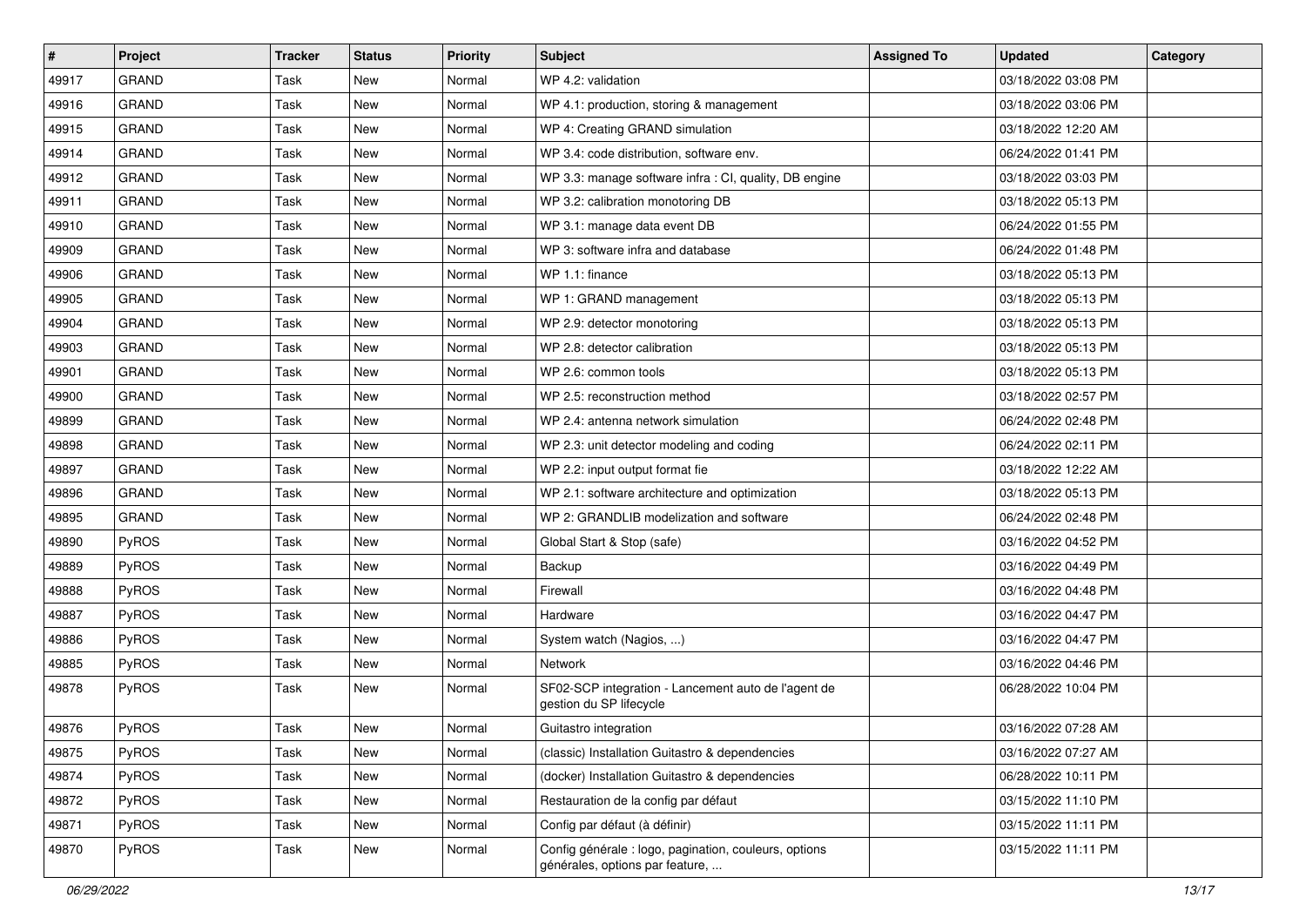| # | Project | Tracker | Status | Priority | Subject | Assigned To | Updated | Category |
|---|---|---|---|---|---|---|---|---|
| 49917 | GRAND | Task | New | Normal | WP 4.2: validation | | 03/18/2022 03:08 PM | |
| 49916 | GRAND | Task | New | Normal | WP 4.1: production, storing & management | | 03/18/2022 03:06 PM | |
| 49915 | GRAND | Task | New | Normal | WP 4: Creating GRAND simulation | | 03/18/2022 12:20 AM | |
| 49914 | GRAND | Task | New | Normal | WP 3.4: code distribution, software env. | | 06/24/2022 01:41 PM | |
| 49912 | GRAND | Task | New | Normal | WP 3.3: manage software infra : CI, quality, DB engine | | 03/18/2022 03:03 PM | |
| 49911 | GRAND | Task | New | Normal | WP 3.2: calibration monotoring DB | | 03/18/2022 05:13 PM | |
| 49910 | GRAND | Task | New | Normal | WP 3.1: manage data event DB | | 06/24/2022 01:55 PM | |
| 49909 | GRAND | Task | New | Normal | WP 3: software infra and database | | 06/24/2022 01:48 PM | |
| 49906 | GRAND | Task | New | Normal | WP 1.1: finance | | 03/18/2022 05:13 PM | |
| 49905 | GRAND | Task | New | Normal | WP 1: GRAND management | | 03/18/2022 05:13 PM | |
| 49904 | GRAND | Task | New | Normal | WP 2.9: detector monotoring | | 03/18/2022 05:13 PM | |
| 49903 | GRAND | Task | New | Normal | WP 2.8: detector calibration | | 03/18/2022 05:13 PM | |
| 49901 | GRAND | Task | New | Normal | WP 2.6: common tools | | 03/18/2022 05:13 PM | |
| 49900 | GRAND | Task | New | Normal | WP 2.5: reconstruction method | | 03/18/2022 02:57 PM | |
| 49899 | GRAND | Task | New | Normal | WP 2.4: antenna network simulation | | 06/24/2022 02:48 PM | |
| 49898 | GRAND | Task | New | Normal | WP 2.3: unit detector modeling and coding | | 06/24/2022 02:11 PM | |
| 49897 | GRAND | Task | New | Normal | WP 2.2: input output format fie | | 03/18/2022 12:22 AM | |
| 49896 | GRAND | Task | New | Normal | WP 2.1: software architecture and optimization | | 03/18/2022 05:13 PM | |
| 49895 | GRAND | Task | New | Normal | WP 2: GRANDLIB modelization and software | | 06/24/2022 02:48 PM | |
| 49890 | PyROS | Task | New | Normal | Global Start & Stop (safe) | | 03/16/2022 04:52 PM | |
| 49889 | PyROS | Task | New | Normal | Backup | | 03/16/2022 04:49 PM | |
| 49888 | PyROS | Task | New | Normal | Firewall | | 03/16/2022 04:48 PM | |
| 49887 | PyROS | Task | New | Normal | Hardware | | 03/16/2022 04:47 PM | |
| 49886 | PyROS | Task | New | Normal | System watch (Nagios, ...) | | 03/16/2022 04:47 PM | |
| 49885 | PyROS | Task | New | Normal | Network | | 03/16/2022 04:46 PM | |
| 49878 | PyROS | Task | New | Normal | SF02-SCP integration - Lancement auto de l'agent de gestion du SP lifecycle | | 06/28/2022 10:04 PM | |
| 49876 | PyROS | Task | New | Normal | Guitastro integration | | 03/16/2022 07:28 AM | |
| 49875 | PyROS | Task | New | Normal | (classic) Installation Guitastro & dependencies | | 03/16/2022 07:27 AM | |
| 49874 | PyROS | Task | New | Normal | (docker) Installation Guitastro & dependencies | | 06/28/2022 10:11 PM | |
| 49872 | PyROS | Task | New | Normal | Restauration de la config par défaut | | 03/15/2022 11:10 PM | |
| 49871 | PyROS | Task | New | Normal | Config par défaut (à définir) | | 03/15/2022 11:11 PM | |
| 49870 | PyROS | Task | New | Normal | Config générale : logo, pagination, couleurs, options générales, options par feature, ... | | 03/15/2022 11:11 PM | |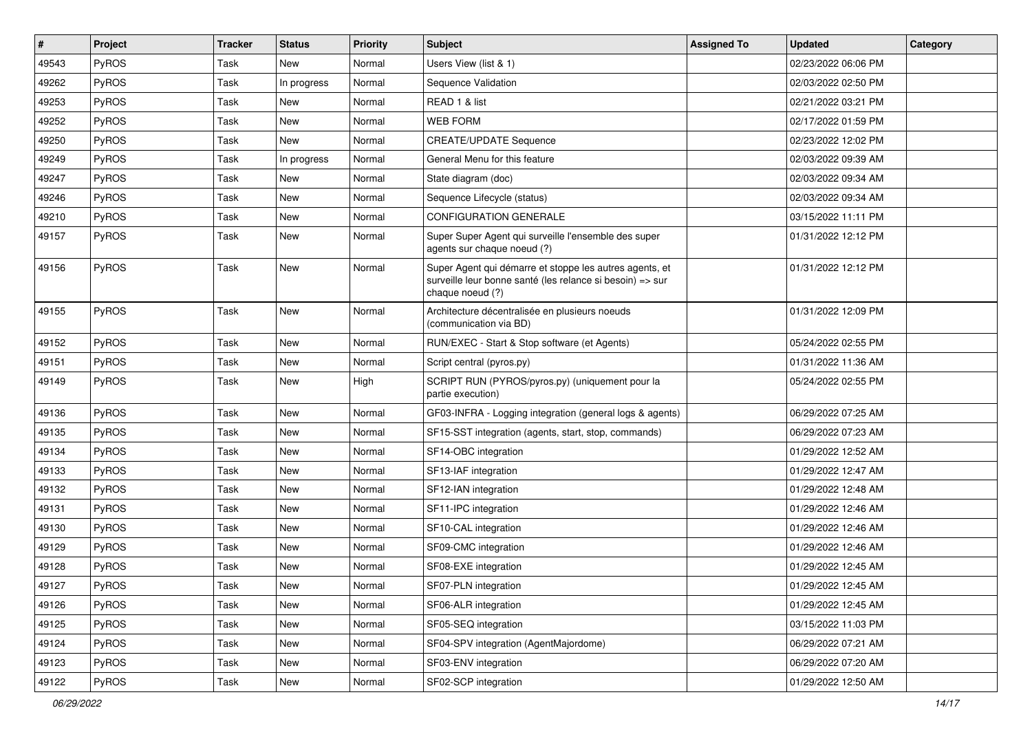| # | Project | Tracker | Status | Priority | Subject | Assigned To | Updated | Category |
|---|---|---|---|---|---|---|---|---|
| 49543 | PyROS | Task | New | Normal | Users View (list & 1) | | 02/23/2022 06:06 PM | |
| 49262 | PyROS | Task | In progress | Normal | Sequence Validation | | 02/03/2022 02:50 PM | |
| 49253 | PyROS | Task | New | Normal | READ 1 & list | | 02/21/2022 03:21 PM | |
| 49252 | PyROS | Task | New | Normal | WEB FORM | | 02/17/2022 01:59 PM | |
| 49250 | PyROS | Task | New | Normal | CREATE/UPDATE Sequence | | 02/23/2022 12:02 PM | |
| 49249 | PyROS | Task | In progress | Normal | General Menu for this feature | | 02/03/2022 09:39 AM | |
| 49247 | PyROS | Task | New | Normal | State diagram (doc) | | 02/03/2022 09:34 AM | |
| 49246 | PyROS | Task | New | Normal | Sequence Lifecycle (status) | | 02/03/2022 09:34 AM | |
| 49210 | PyROS | Task | New | Normal | CONFIGURATION GENERALE | | 03/15/2022 11:11 PM | |
| 49157 | PyROS | Task | New | Normal | Super Super Agent qui surveille l'ensemble des super agents sur chaque noeud (?) | | 01/31/2022 12:12 PM | |
| 49156 | PyROS | Task | New | Normal | Super Agent qui démarre et stoppe les autres agents, et surveille leur bonne santé (les relance si besoin) => sur chaque noeud (?) | | 01/31/2022 12:12 PM | |
| 49155 | PyROS | Task | New | Normal | Architecture décentralisée en plusieurs noeuds (communication via BD) | | 01/31/2022 12:09 PM | |
| 49152 | PyROS | Task | New | Normal | RUN/EXEC - Start & Stop software (et Agents) | | 05/24/2022 02:55 PM | |
| 49151 | PyROS | Task | New | Normal | Script central (pyros.py) | | 01/31/2022 11:36 AM | |
| 49149 | PyROS | Task | New | High | SCRIPT RUN (PYROS/pyros.py) (uniquement pour la partie execution) | | 05/24/2022 02:55 PM | |
| 49136 | PyROS | Task | New | Normal | GF03-INFRA - Logging integration (general logs & agents) | | 06/29/2022 07:25 AM | |
| 49135 | PyROS | Task | New | Normal | SF15-SST integration (agents, start, stop, commands) | | 06/29/2022 07:23 AM | |
| 49134 | PyROS | Task | New | Normal | SF14-OBC integration | | 01/29/2022 12:52 AM | |
| 49133 | PyROS | Task | New | Normal | SF13-IAF integration | | 01/29/2022 12:47 AM | |
| 49132 | PyROS | Task | New | Normal | SF12-IAN integration | | 01/29/2022 12:48 AM | |
| 49131 | PyROS | Task | New | Normal | SF11-IPC integration | | 01/29/2022 12:46 AM | |
| 49130 | PyROS | Task | New | Normal | SF10-CAL integration | | 01/29/2022 12:46 AM | |
| 49129 | PyROS | Task | New | Normal | SF09-CMC integration | | 01/29/2022 12:46 AM | |
| 49128 | PyROS | Task | New | Normal | SF08-EXE integration | | 01/29/2022 12:45 AM | |
| 49127 | PyROS | Task | New | Normal | SF07-PLN integration | | 01/29/2022 12:45 AM | |
| 49126 | PyROS | Task | New | Normal | SF06-ALR integration | | 01/29/2022 12:45 AM | |
| 49125 | PyROS | Task | New | Normal | SF05-SEQ integration | | 03/15/2022 11:03 PM | |
| 49124 | PyROS | Task | New | Normal | SF04-SPV integration (AgentMajordome) | | 06/29/2022 07:21 AM | |
| 49123 | PyROS | Task | New | Normal | SF03-ENV integration | | 06/29/2022 07:20 AM | |
| 49122 | PyROS | Task | New | Normal | SF02-SCP integration | | 01/29/2022 12:50 AM | |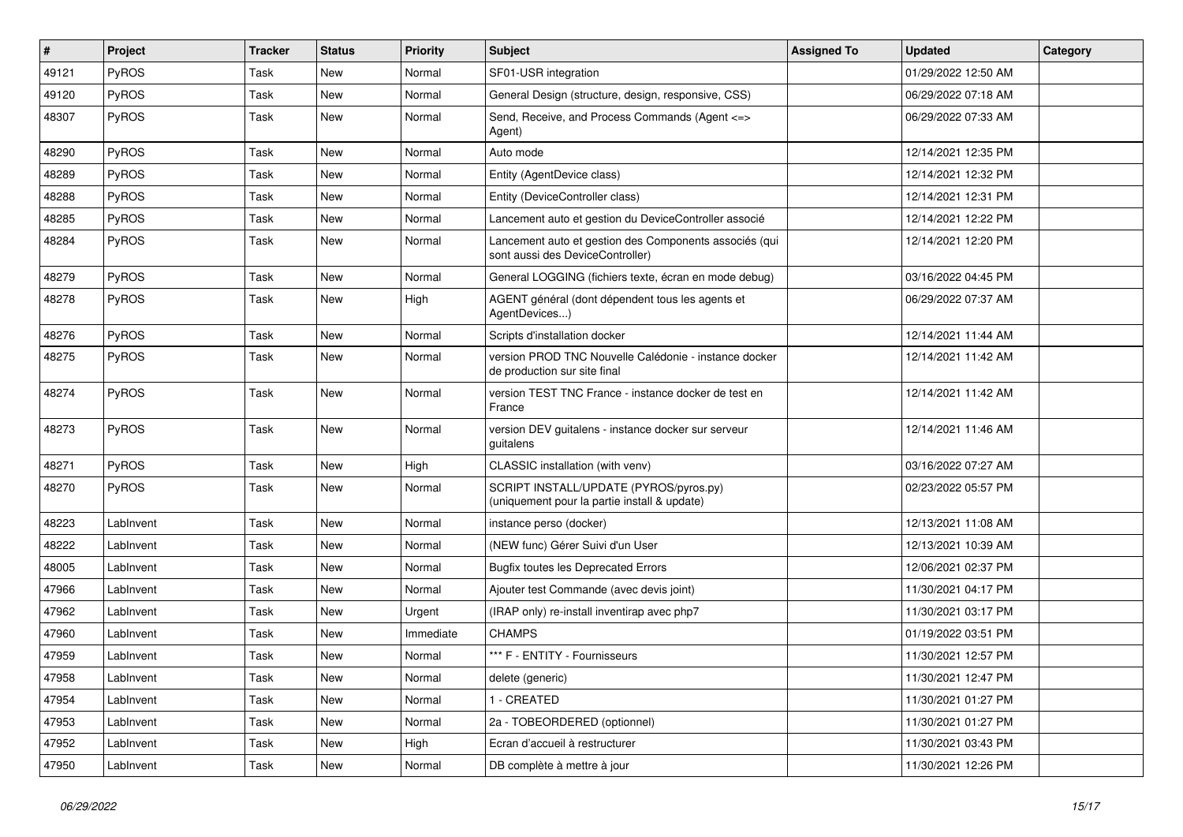| # | Project | Tracker | Status | Priority | Subject | Assigned To | Updated | Category |
|---|---|---|---|---|---|---|---|---|
| 49121 | PyROS | Task | New | Normal | SF01-USR integration | | 01/29/2022 12:50 AM | |
| 49120 | PyROS | Task | New | Normal | General Design (structure, design, responsive, CSS) | | 06/29/2022 07:18 AM | |
| 48307 | PyROS | Task | New | Normal | Send, Receive, and Process Commands (Agent <=> Agent) | | 06/29/2022 07:33 AM | |
| 48290 | PyROS | Task | New | Normal | Auto mode | | 12/14/2021 12:35 PM | |
| 48289 | PyROS | Task | New | Normal | Entity (AgentDevice class) | | 12/14/2021 12:32 PM | |
| 48288 | PyROS | Task | New | Normal | Entity (DeviceController class) | | 12/14/2021 12:31 PM | |
| 48285 | PyROS | Task | New | Normal | Lancement auto et gestion du DeviceController associé | | 12/14/2021 12:22 PM | |
| 48284 | PyROS | Task | New | Normal | Lancement auto et gestion des Components associés (qui sont aussi des DeviceController) | | 12/14/2021 12:20 PM | |
| 48279 | PyROS | Task | New | Normal | General LOGGING (fichiers texte, écran en mode debug) | | 03/16/2022 04:45 PM | |
| 48278 | PyROS | Task | New | High | AGENT général (dont dépendent tous les agents et AgentDevices...) | | 06/29/2022 07:37 AM | |
| 48276 | PyROS | Task | New | Normal | Scripts d'installation docker | | 12/14/2021 11:44 AM | |
| 48275 | PyROS | Task | New | Normal | version PROD TNC Nouvelle Calédonie - instance docker de production sur site final | | 12/14/2021 11:42 AM | |
| 48274 | PyROS | Task | New | Normal | version TEST TNC France - instance docker de test en France | | 12/14/2021 11:42 AM | |
| 48273 | PyROS | Task | New | Normal | version DEV guitalens - instance docker sur serveur guitalens | | 12/14/2021 11:46 AM | |
| 48271 | PyROS | Task | New | High | CLASSIC installation (with venv) | | 03/16/2022 07:27 AM | |
| 48270 | PyROS | Task | New | Normal | SCRIPT INSTALL/UPDATE (PYROS/pyros.py) (uniquement pour la partie install & update) | | 02/23/2022 05:57 PM | |
| 48223 | LabInvent | Task | New | Normal | instance perso (docker) | | 12/13/2021 11:08 AM | |
| 48222 | LabInvent | Task | New | Normal | (NEW func) Gérer Suivi d'un User | | 12/13/2021 10:39 AM | |
| 48005 | LabInvent | Task | New | Normal | Bugfix toutes les Deprecated Errors | | 12/06/2021 02:37 PM | |
| 47966 | LabInvent | Task | New | Normal | Ajouter test Commande (avec devis joint) | | 11/30/2021 04:17 PM | |
| 47962 | LabInvent | Task | New | Urgent | (IRAP only) re-install inventirap avec php7 | | 11/30/2021 03:17 PM | |
| 47960 | LabInvent | Task | New | Immediate | CHAMPS | | 01/19/2022 03:51 PM | |
| 47959 | LabInvent | Task | New | Normal | *** F - ENTITY - Fournisseurs | | 11/30/2021 12:57 PM | |
| 47958 | LabInvent | Task | New | Normal | delete (generic) | | 11/30/2021 12:47 PM | |
| 47954 | LabInvent | Task | New | Normal | 1 - CREATED | | 11/30/2021 01:27 PM | |
| 47953 | LabInvent | Task | New | Normal | 2a - TOBEORDERED (optionnel) | | 11/30/2021 01:27 PM | |
| 47952 | LabInvent | Task | New | High | Ecran d'accueil à restructurer | | 11/30/2021 03:43 PM | |
| 47950 | LabInvent | Task | New | Normal | DB complète à mettre à jour | | 11/30/2021 12:26 PM | |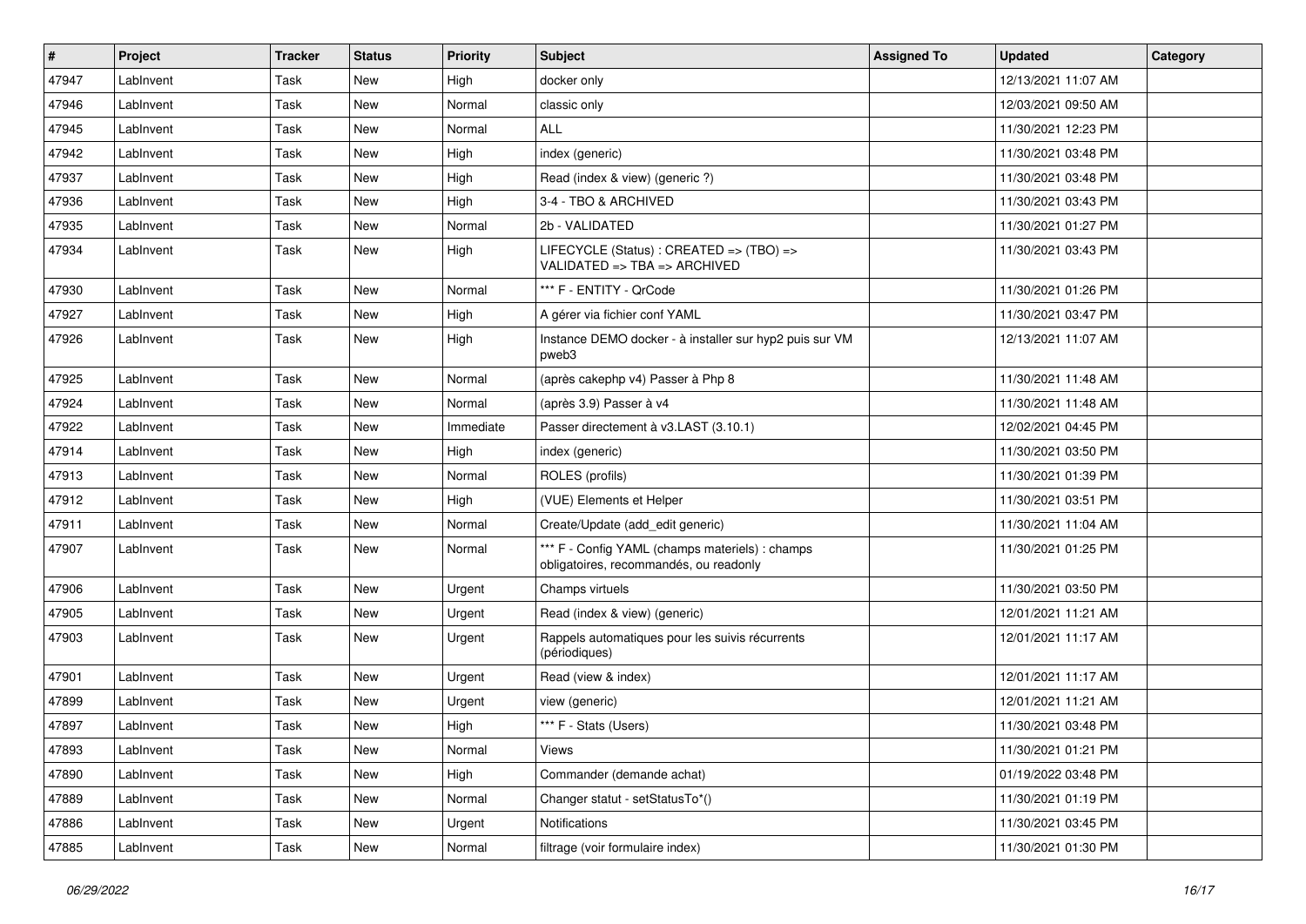| # | Project | Tracker | Status | Priority | Subject | Assigned To | Updated | Category |
|---|---|---|---|---|---|---|---|---|
| 47947 | LabInvent | Task | New | High | docker only | | 12/13/2021 11:07 AM | |
| 47946 | LabInvent | Task | New | Normal | classic only | | 12/03/2021 09:50 AM | |
| 47945 | LabInvent | Task | New | Normal | ALL | | 11/30/2021 12:23 PM | |
| 47942 | LabInvent | Task | New | High | index (generic) | | 11/30/2021 03:48 PM | |
| 47937 | LabInvent | Task | New | High | Read (index & view) (generic ?) | | 11/30/2021 03:48 PM | |
| 47936 | LabInvent | Task | New | High | 3-4 - TBO & ARCHIVED | | 11/30/2021 03:43 PM | |
| 47935 | LabInvent | Task | New | Normal | 2b - VALIDATED | | 11/30/2021 01:27 PM | |
| 47934 | LabInvent | Task | New | High | LIFECYCLE (Status) : CREATED => (TBO) => VALIDATED => TBA => ARCHIVED | | 11/30/2021 03:43 PM | |
| 47930 | LabInvent | Task | New | Normal | *** F - ENTITY - QrCode | | 11/30/2021 01:26 PM | |
| 47927 | LabInvent | Task | New | High | A gérer via fichier conf YAML | | 11/30/2021 03:47 PM | |
| 47926 | LabInvent | Task | New | High | Instance DEMO docker - à installer sur hyp2 puis sur VM pweb3 | | 12/13/2021 11:07 AM | |
| 47925 | LabInvent | Task | New | Normal | (après cakephp v4) Passer à Php 8 | | 11/30/2021 11:48 AM | |
| 47924 | LabInvent | Task | New | Normal | (après 3.9) Passer à v4 | | 11/30/2021 11:48 AM | |
| 47922 | LabInvent | Task | New | Immediate | Passer directement à v3.LAST (3.10.1) | | 12/02/2021 04:45 PM | |
| 47914 | LabInvent | Task | New | High | index (generic) | | 11/30/2021 03:50 PM | |
| 47913 | LabInvent | Task | New | Normal | ROLES (profils) | | 11/30/2021 01:39 PM | |
| 47912 | LabInvent | Task | New | High | (VUE) Elements et Helper | | 11/30/2021 03:51 PM | |
| 47911 | LabInvent | Task | New | Normal | Create/Update (add_edit generic) | | 11/30/2021 11:04 AM | |
| 47907 | LabInvent | Task | New | Normal | *** F - Config YAML (champs materiels) : champs obligatoires, recommandés, ou readonly | | 11/30/2021 01:25 PM | |
| 47906 | LabInvent | Task | New | Urgent | Champs virtuels | | 11/30/2021 03:50 PM | |
| 47905 | LabInvent | Task | New | Urgent | Read (index & view) (generic) | | 12/01/2021 11:21 AM | |
| 47903 | LabInvent | Task | New | Urgent | Rappels automatiques pour les suivis récurrents (périodiques) | | 12/01/2021 11:17 AM | |
| 47901 | LabInvent | Task | New | Urgent | Read (view & index) | | 12/01/2021 11:17 AM | |
| 47899 | LabInvent | Task | New | Urgent | view (generic) | | 12/01/2021 11:21 AM | |
| 47897 | LabInvent | Task | New | High | *** F - Stats (Users) | | 11/30/2021 03:48 PM | |
| 47893 | LabInvent | Task | New | Normal | Views | | 11/30/2021 01:21 PM | |
| 47890 | LabInvent | Task | New | High | Commander (demande achat) | | 01/19/2022 03:48 PM | |
| 47889 | LabInvent | Task | New | Normal | Changer statut - setStatusTo*() | | 11/30/2021 01:19 PM | |
| 47886 | LabInvent | Task | New | Urgent | Notifications | | 11/30/2021 03:45 PM | |
| 47885 | LabInvent | Task | New | Normal | filtrage (voir formulaire index) | | 11/30/2021 01:30 PM | |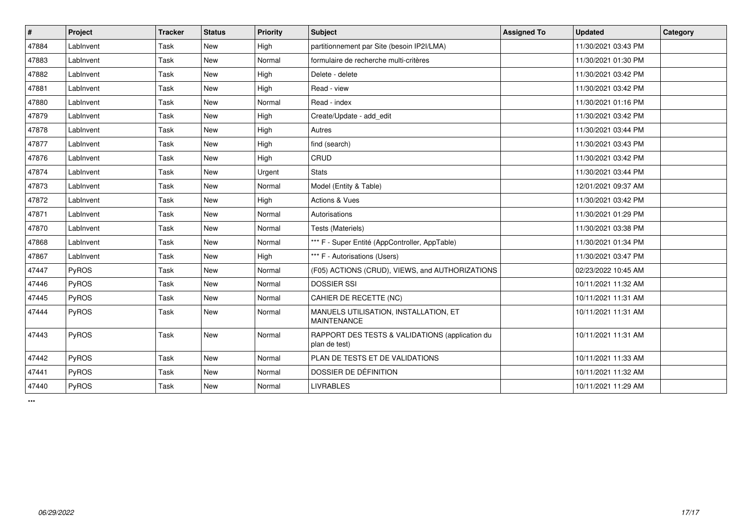| # | Project | Tracker | Status | Priority | Subject | Assigned To | Updated | Category |
|---|---|---|---|---|---|---|---|---|
| 47884 | LabInvent | Task | New | High | partitionnement par Site (besoin IP2I/LMA) | | 11/30/2021 03:43 PM | |
| 47883 | LabInvent | Task | New | Normal | formulaire de recherche multi-critères | | 11/30/2021 01:30 PM | |
| 47882 | LabInvent | Task | New | High | Delete - delete | | 11/30/2021 03:42 PM | |
| 47881 | LabInvent | Task | New | High | Read - view | | 11/30/2021 03:42 PM | |
| 47880 | LabInvent | Task | New | Normal | Read - index | | 11/30/2021 01:16 PM | |
| 47879 | LabInvent | Task | New | High | Create/Update - add_edit | | 11/30/2021 03:42 PM | |
| 47878 | LabInvent | Task | New | High | Autres | | 11/30/2021 03:44 PM | |
| 47877 | LabInvent | Task | New | High | find (search) | | 11/30/2021 03:43 PM | |
| 47876 | LabInvent | Task | New | High | CRUD | | 11/30/2021 03:42 PM | |
| 47874 | LabInvent | Task | New | Urgent | Stats | | 11/30/2021 03:44 PM | |
| 47873 | LabInvent | Task | New | Normal | Model (Entity & Table) | | 12/01/2021 09:37 AM | |
| 47872 | LabInvent | Task | New | High | Actions & Vues | | 11/30/2021 03:42 PM | |
| 47871 | LabInvent | Task | New | Normal | Autorisations | | 11/30/2021 01:29 PM | |
| 47870 | LabInvent | Task | New | Normal | Tests (Materiels) | | 11/30/2021 03:38 PM | |
| 47868 | LabInvent | Task | New | Normal | *** F - Super Entité (AppController, AppTable) | | 11/30/2021 01:34 PM | |
| 47867 | LabInvent | Task | New | High | *** F - Autorisations (Users) | | 11/30/2021 03:47 PM | |
| 47447 | PyROS | Task | New | Normal | (F05) ACTIONS (CRUD), VIEWS, and AUTHORIZATIONS | | 02/23/2022 10:45 AM | |
| 47446 | PyROS | Task | New | Normal | DOSSIER SSI | | 10/11/2021 11:32 AM | |
| 47445 | PyROS | Task | New | Normal | CAHIER DE RECETTE (NC) | | 10/11/2021 11:31 AM | |
| 47444 | PyROS | Task | New | Normal | MANUELS UTILISATION, INSTALLATION, ET MAINTENANCE | | 10/11/2021 11:31 AM | |
| 47443 | PyROS | Task | New | Normal | RAPPORT DES TESTS & VALIDATIONS (application du plan de test) | | 10/11/2021 11:31 AM | |
| 47442 | PyROS | Task | New | Normal | PLAN DE TESTS ET DE VALIDATIONS | | 10/11/2021 11:33 AM | |
| 47441 | PyROS | Task | New | Normal | DOSSIER DE DÉFINITION | | 10/11/2021 11:32 AM | |
| 47440 | PyROS | Task | New | Normal | LIVRABLES | | 10/11/2021 11:29 AM | |

...